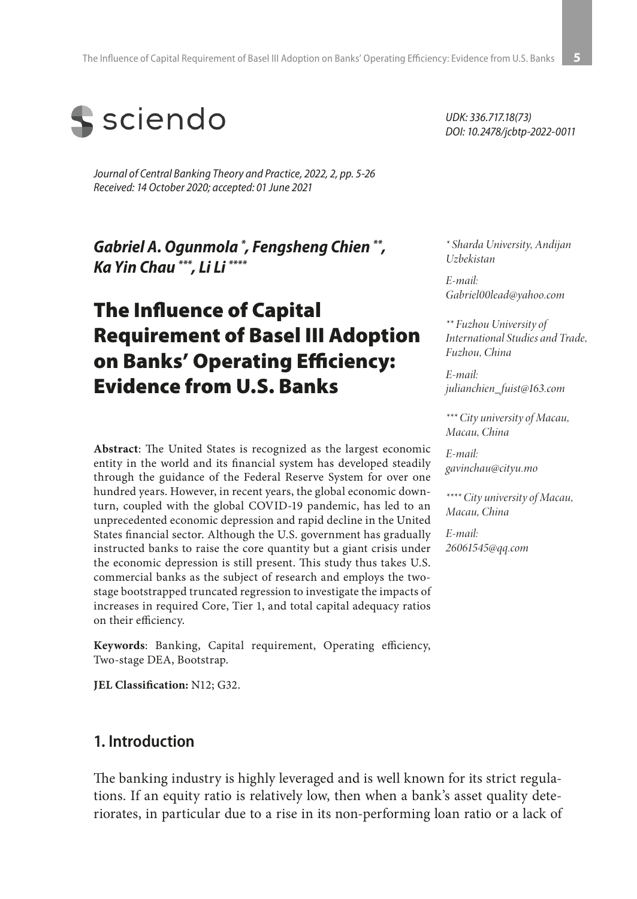UDK: 336.717.18(73)
DOI: 10.2478/jcbtp-2022-0011

*Journal of Central Banking Theory and Practice, 2022, 2, pp. 5-26*
*Received: 14 October 2020; accepted: 01 June 2021*

***Gabriel A. Ogunmola [*], Fengsheng Chien [**], Ka Yin Chau [***], Li Li [****]***

# The Influence of Capital Requirement of Basel III Adoption on Banks' Operating Efficiency: Evidence from U.S. Banks

*[*] Sharda University, Andijan Uzbekistan*

*E-mail: Gabriel00lead@yahoo.com*

*[**] Fuzhou University of International Studies and Trade, Fuzhou, China*

*E-mail: julianchien_fuist@163.com*

*[***] City university of Macau, Macau, China*

*E-mail: gavinchau@cityu.mo*

*[****] City university of Macau, Macau, China*

*E-mail: 26061545@qq.com*

**Abstract**: The United States is recognized as the largest economic entity in the world and its financial system has developed steadily through the guidance of the Federal Reserve System for over one hundred years. However, in recent years, the global economic downturn, coupled with the global COVID-19 pandemic, has led to an unprecedented economic depression and rapid decline in the United States financial sector. Although the U.S. government has gradually instructed banks to raise the core quantity but a giant crisis under the economic depression is still present. This study thus takes U.S. commercial banks as the subject of research and employs the two-stage bootstrapped truncated regression to investigate the impacts of increases in required Core, Tier 1, and total capital adequacy ratios on their efficiency.

**Keywords**: Banking, Capital requirement, Operating efficiency, Two-stage DEA, Bootstrap.

**JEL Classification:** N12; G32.

## 1. Introduction

The banking industry is highly leveraged and is well known for its strict regulations. If an equity ratio is relatively low, then when a bank's asset quality deteriorates, in particular due to a rise in its non-performing loan ratio or a lack of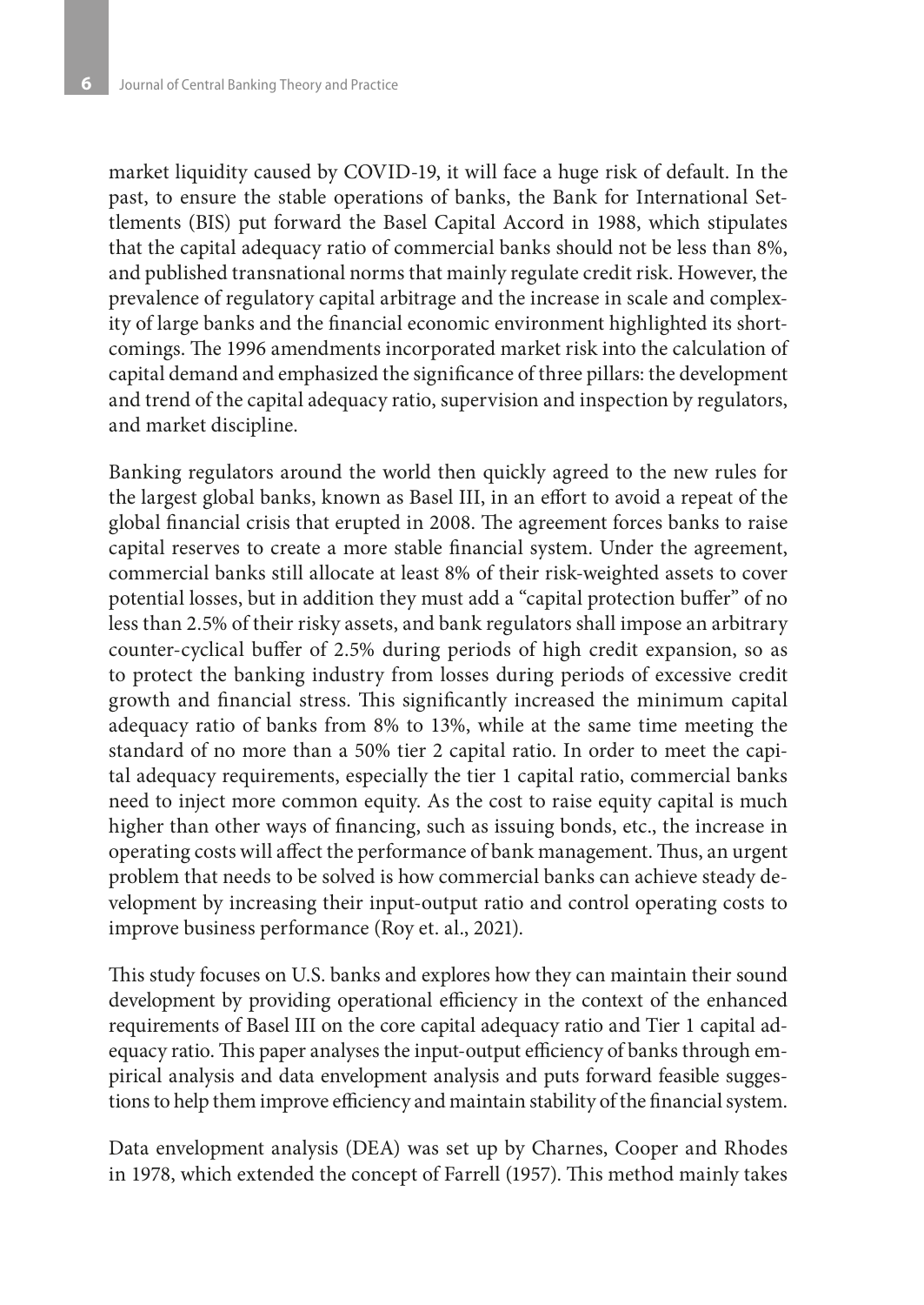market liquidity caused by COVID-19, it will face a huge risk of default. In the past, to ensure the stable operations of banks, the Bank for International Settlements (BIS) put forward the Basel Capital Accord in 1988, which stipulates that the capital adequacy ratio of commercial banks should not be less than 8%, and published transnational norms that mainly regulate credit risk. However, the prevalence of regulatory capital arbitrage and the increase in scale and complexity of large banks and the financial economic environment highlighted its shortcomings. The 1996 amendments incorporated market risk into the calculation of capital demand and emphasized the significance of three pillars: the development and trend of the capital adequacy ratio, supervision and inspection by regulators, and market discipline.

Banking regulators around the world then quickly agreed to the new rules for the largest global banks, known as Basel III, in an effort to avoid a repeat of the global financial crisis that erupted in 2008. The agreement forces banks to raise capital reserves to create a more stable financial system. Under the agreement, commercial banks still allocate at least 8% of their risk-weighted assets to cover potential losses, but in addition they must add a "capital protection buffer" of no less than 2.5% of their risky assets, and bank regulators shall impose an arbitrary counter-cyclical buffer of 2.5% during periods of high credit expansion, so as to protect the banking industry from losses during periods of excessive credit growth and financial stress. This significantly increased the minimum capital adequacy ratio of banks from 8% to 13%, while at the same time meeting the standard of no more than a 50% tier 2 capital ratio. In order to meet the capital adequacy requirements, especially the tier 1 capital ratio, commercial banks need to inject more common equity. As the cost to raise equity capital is much higher than other ways of financing, such as issuing bonds, etc., the increase in operating costs will affect the performance of bank management. Thus, an urgent problem that needs to be solved is how commercial banks can achieve steady development by increasing their input-output ratio and control operating costs to improve business performance (Roy et. al., 2021).

This study focuses on U.S. banks and explores how they can maintain their sound development by providing operational efficiency in the context of the enhanced requirements of Basel III on the core capital adequacy ratio and Tier 1 capital adequacy ratio. This paper analyses the input-output efficiency of banks through empirical analysis and data envelopment analysis and puts forward feasible suggestions to help them improve efficiency and maintain stability of the financial system.

Data envelopment analysis (DEA) was set up by Charnes, Cooper and Rhodes in 1978, which extended the concept of Farrell (1957). This method mainly takes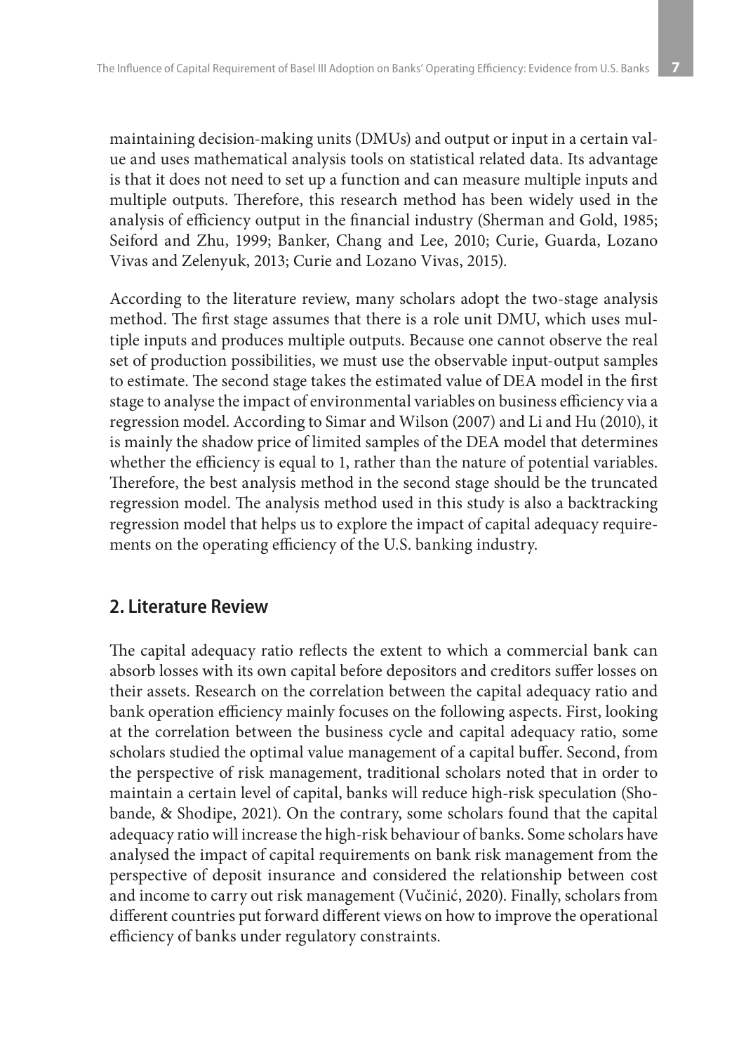maintaining decision-making units (DMUs) and output or input in a certain value and uses mathematical analysis tools on statistical related data. Its advantage is that it does not need to set up a function and can measure multiple inputs and multiple outputs. Therefore, this research method has been widely used in the analysis of efficiency output in the financial industry (Sherman and Gold, 1985; Seiford and Zhu, 1999; Banker, Chang and Lee, 2010; Curie, Guarda, Lozano Vivas and Zelenyuk, 2013; Curie and Lozano Vivas, 2015).

According to the literature review, many scholars adopt the two-stage analysis method. The first stage assumes that there is a role unit DMU, which uses multiple inputs and produces multiple outputs. Because one cannot observe the real set of production possibilities, we must use the observable input-output samples to estimate. The second stage takes the estimated value of DEA model in the first stage to analyse the impact of environmental variables on business efficiency via a regression model. According to Simar and Wilson (2007) and Li and Hu (2010), it is mainly the shadow price of limited samples of the DEA model that determines whether the efficiency is equal to 1, rather than the nature of potential variables. Therefore, the best analysis method in the second stage should be the truncated regression model. The analysis method used in this study is also a backtracking regression model that helps us to explore the impact of capital adequacy requirements on the operating efficiency of the U.S. banking industry.

## 2. Literature Review

The capital adequacy ratio reflects the extent to which a commercial bank can absorb losses with its own capital before depositors and creditors suffer losses on their assets. Research on the correlation between the capital adequacy ratio and bank operation efficiency mainly focuses on the following aspects. First, looking at the correlation between the business cycle and capital adequacy ratio, some scholars studied the optimal value management of a capital buffer. Second, from the perspective of risk management, traditional scholars noted that in order to maintain a certain level of capital, banks will reduce high-risk speculation (Shobande, & Shodipe, 2021). On the contrary, some scholars found that the capital adequacy ratio will increase the high-risk behaviour of banks. Some scholars have analysed the impact of capital requirements on bank risk management from the perspective of deposit insurance and considered the relationship between cost and income to carry out risk management (Vučinić, 2020). Finally, scholars from different countries put forward different views on how to improve the operational efficiency of banks under regulatory constraints.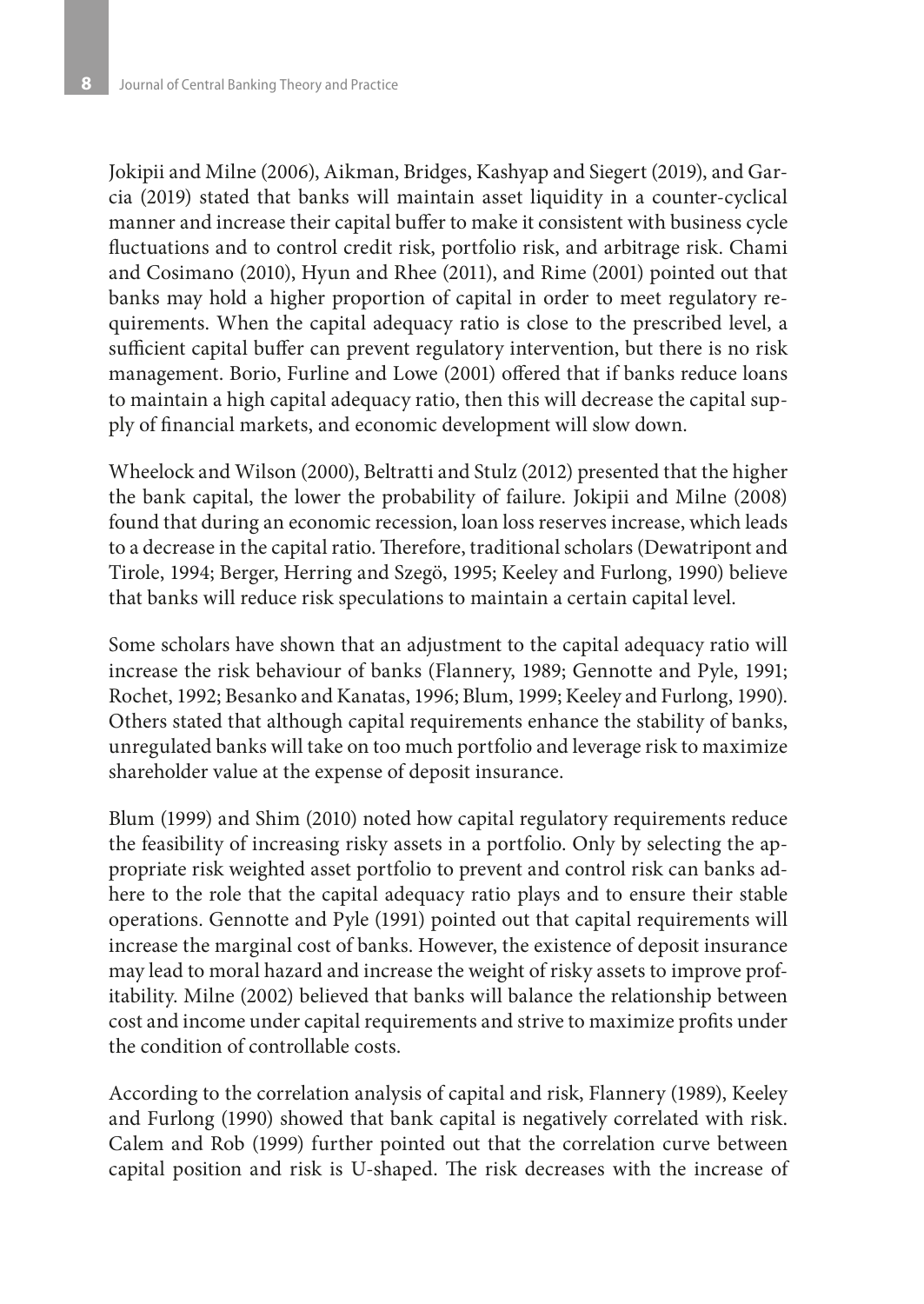Jokipii and Milne (2006), Aikman, Bridges, Kashyap and Siegert (2019), and Garcia (2019) stated that banks will maintain asset liquidity in a counter-cyclical manner and increase their capital buffer to make it consistent with business cycle fluctuations and to control credit risk, portfolio risk, and arbitrage risk. Chami and Cosimano (2010), Hyun and Rhee (2011), and Rime (2001) pointed out that banks may hold a higher proportion of capital in order to meet regulatory requirements. When the capital adequacy ratio is close to the prescribed level, a sufficient capital buffer can prevent regulatory intervention, but there is no risk management. Borio, Furline and Lowe (2001) offered that if banks reduce loans to maintain a high capital adequacy ratio, then this will decrease the capital supply of financial markets, and economic development will slow down.

Wheelock and Wilson (2000), Beltratti and Stulz (2012) presented that the higher the bank capital, the lower the probability of failure. Jokipii and Milne (2008) found that during an economic recession, loan loss reserves increase, which leads to a decrease in the capital ratio. Therefore, traditional scholars (Dewatripont and Tirole, 1994; Berger, Herring and Szegö, 1995; Keeley and Furlong, 1990) believe that banks will reduce risk speculations to maintain a certain capital level.

Some scholars have shown that an adjustment to the capital adequacy ratio will increase the risk behaviour of banks (Flannery, 1989; Gennotte and Pyle, 1991; Rochet, 1992; Besanko and Kanatas, 1996; Blum, 1999; Keeley and Furlong, 1990). Others stated that although capital requirements enhance the stability of banks, unregulated banks will take on too much portfolio and leverage risk to maximize shareholder value at the expense of deposit insurance.

Blum (1999) and Shim (2010) noted how capital regulatory requirements reduce the feasibility of increasing risky assets in a portfolio. Only by selecting the appropriate risk weighted asset portfolio to prevent and control risk can banks adhere to the role that the capital adequacy ratio plays and to ensure their stable operations. Gennotte and Pyle (1991) pointed out that capital requirements will increase the marginal cost of banks. However, the existence of deposit insurance may lead to moral hazard and increase the weight of risky assets to improve profitability. Milne (2002) believed that banks will balance the relationship between cost and income under capital requirements and strive to maximize profits under the condition of controllable costs.

According to the correlation analysis of capital and risk, Flannery (1989), Keeley and Furlong (1990) showed that bank capital is negatively correlated with risk. Calem and Rob (1999) further pointed out that the correlation curve between capital position and risk is U-shaped. The risk decreases with the increase of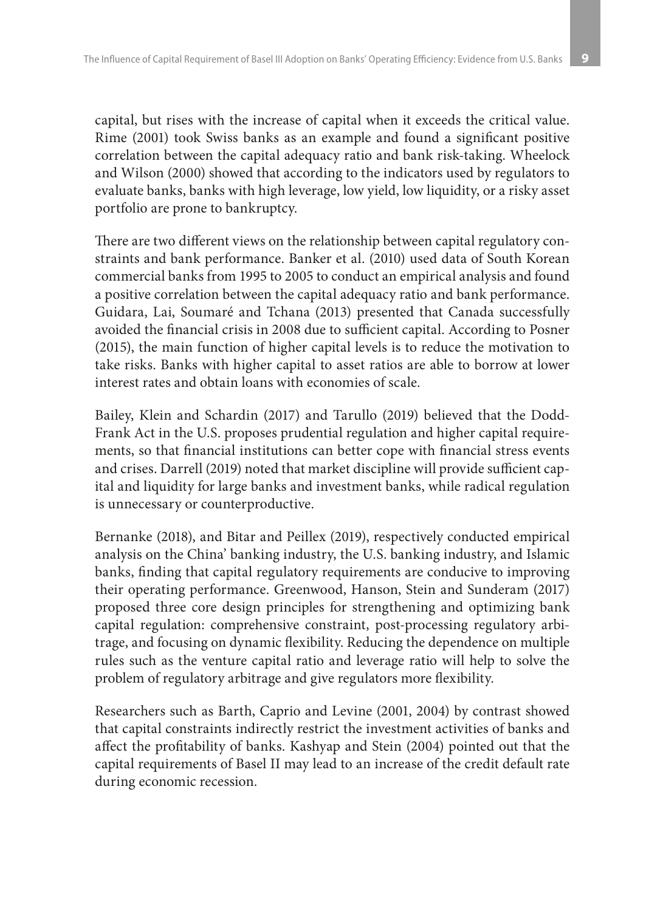capital, but rises with the increase of capital when it exceeds the critical value. Rime (2001) took Swiss banks as an example and found a significant positive correlation between the capital adequacy ratio and bank risk-taking. Wheelock and Wilson (2000) showed that according to the indicators used by regulators to evaluate banks, banks with high leverage, low yield, low liquidity, or a risky asset portfolio are prone to bankruptcy.

There are two different views on the relationship between capital regulatory constraints and bank performance. Banker et al. (2010) used data of South Korean commercial banks from 1995 to 2005 to conduct an empirical analysis and found a positive correlation between the capital adequacy ratio and bank performance. Guidara, Lai, Soumaré and Tchana (2013) presented that Canada successfully avoided the financial crisis in 2008 due to sufficient capital. According to Posner (2015), the main function of higher capital levels is to reduce the motivation to take risks. Banks with higher capital to asset ratios are able to borrow at lower interest rates and obtain loans with economies of scale.

Bailey, Klein and Schardin (2017) and Tarullo (2019) believed that the Dodd-Frank Act in the U.S. proposes prudential regulation and higher capital requirements, so that financial institutions can better cope with financial stress events and crises. Darrell (2019) noted that market discipline will provide sufficient capital and liquidity for large banks and investment banks, while radical regulation is unnecessary or counterproductive.

Bernanke (2018), and Bitar and Peillex (2019), respectively conducted empirical analysis on the China' banking industry, the U.S. banking industry, and Islamic banks, finding that capital regulatory requirements are conducive to improving their operating performance. Greenwood, Hanson, Stein and Sunderam (2017) proposed three core design principles for strengthening and optimizing bank capital regulation: comprehensive constraint, post-processing regulatory arbitrage, and focusing on dynamic flexibility. Reducing the dependence on multiple rules such as the venture capital ratio and leverage ratio will help to solve the problem of regulatory arbitrage and give regulators more flexibility.

Researchers such as Barth, Caprio and Levine (2001, 2004) by contrast showed that capital constraints indirectly restrict the investment activities of banks and affect the profitability of banks. Kashyap and Stein (2004) pointed out that the capital requirements of Basel II may lead to an increase of the credit default rate during economic recession.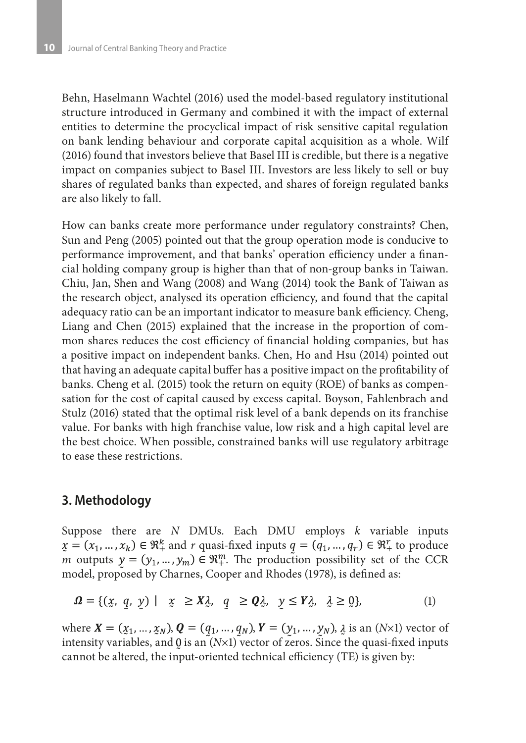Behn, Haselmann Wachtel (2016) used the model-based regulatory institutional structure introduced in Germany and combined it with the impact of external entities to determine the procyclical impact of risk sensitive capital regulation on bank lending behaviour and corporate capital acquisition as a whole. Wilf (2016) found that investors believe that Basel III is credible, but there is a negative impact on companies subject to Basel III. Investors are less likely to sell or buy shares of regulated banks than expected, and shares of foreign regulated banks are also likely to fall.

How can banks create more performance under regulatory constraints? Chen, Sun and Peng (2005) pointed out that the group operation mode is conducive to performance improvement, and that banks' operation efficiency under a financial holding company group is higher than that of non-group banks in Taiwan. Chiu, Jan, Shen and Wang (2008) and Wang (2014) took the Bank of Taiwan as the research object, analysed its operation efficiency, and found that the capital adequacy ratio can be an important indicator to measure bank efficiency. Cheng, Liang and Chen (2015) explained that the increase in the proportion of common shares reduces the cost efficiency of financial holding companies, but has a positive impact on independent banks. Chen, Ho and Hsu (2014) pointed out that having an adequate capital buffer has a positive impact on the profitability of banks. Cheng et al. (2015) took the return on equity (ROE) of banks as compensation for the cost of capital caused by excess capital. Boyson, Fahlenbrach and Stulz (2016) stated that the optimal risk level of a bank depends on its franchise value. For banks with high franchise value, low risk and a high capital level are the best choice. When possible, constrained banks will use regulatory arbitrage to ease these restrictions.

## 3. Methodology

Suppose there are $N$ DMUs. Each DMU employs $k$ variable inputs $\underset{\sim}{x} = (x_1, \dots, x_k) \in \Re_+^k$ and $r$ quasi-fixed inputs $\underset{\sim}{q} = (q_1, \dots, q_r) \in \Re_+^r$ to produce $m$ outputs $\underset{\sim}{y} = (y_1, \dots, y_m) \in \Re_+^m$. The production possibility set of the CCR model, proposed by Charnes, Cooper and Rhodes (1978), is defined as:

$$\boldsymbol{\Omega} = \{(\underset{\sim}{x},\ \underset{\sim}{q},\ \underset{\sim}{y}) \mid \ \underset{\sim}{x} \ \geq \boldsymbol{X}\underset{\sim}{\lambda},\ \ \underset{\sim}{q} \ \geq \boldsymbol{Q}\underset{\sim}{\lambda},\ \ \underset{\sim}{y} \leq \boldsymbol{Y}\underset{\sim}{\lambda},\ \ \underset{\sim}{\lambda} \geq \underset{\sim}{0}\}, \tag{1}$$

where $\boldsymbol{X} = (\underset{\sim}{x}_1, \dots, \underset{\sim}{x}_N)$, $\boldsymbol{Q} = (\underset{\sim}{q}_1, \dots, \underset{\sim}{q}_N)$, $\boldsymbol{Y} = (\underset{\sim}{y}_1, \dots, \underset{\sim}{y}_N)$, $\underset{\sim}{\lambda}$ is an ($N$×1) vector of intensity variables, and $\underset{\sim}{0}$ is an ($N$×1) vector of zeros. Since the quasi-fixed inputs cannot be altered, the input-oriented technical efficiency (TE) is given by: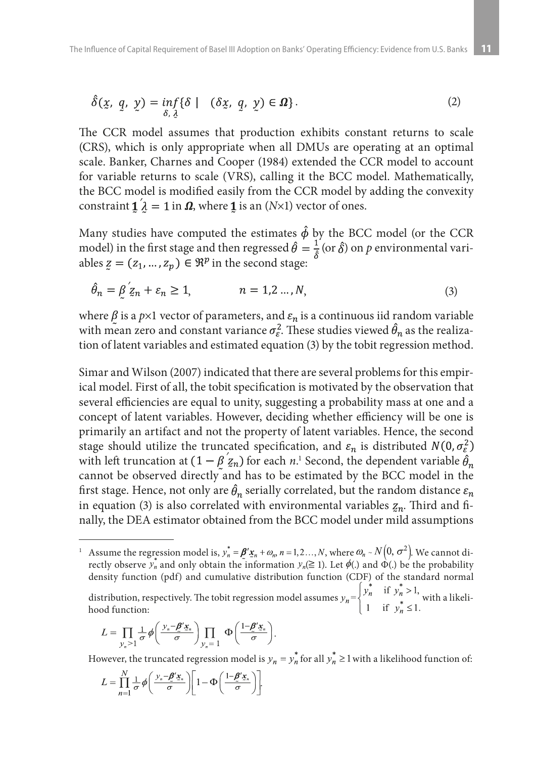$$\hat{\delta}(\underset{\sim}{x},\ \underset{\sim}{q},\ \underset{\sim}{y}) = \underset{\delta,\ \underset{\sim}{\lambda}}{inf}\{\delta \mid \quad (\delta\underset{\sim}{x},\ \underset{\sim}{q},\ \underset{\sim}{y}) \in \boldsymbol{\Omega}\}. \tag{2}$$

The CCR model assumes that production exhibits constant returns to scale (CRS), which is only appropriate when all DMUs are operating at an optimal scale. Banker, Charnes and Cooper (1984) extended the CCR model to account for variable returns to scale (VRS), calling it the BCC model. Mathematically, the BCC model is modified easily from the CCR model by adding the convexity constraint $\underset{\sim}{\mathbf{1}}'\underset{\sim}{\lambda} = 1$ in $\boldsymbol{\Omega}$, where $\underset{\sim}{\mathbf{1}}$ is an ($N$×1) vector of ones.

Many studies have computed the estimates $\hat{\phi}$ by the BCC model (or the CCR model) in the first stage and then regressed $\hat{\theta} = \frac{1}{\hat{\delta}}$ (or $\hat{\delta}$) on $p$ environmental variables $\underset{\sim}{z} = (z_1, \dots, z_p) \in \Re^p$ in the second stage:

$$\hat{\theta}_n = \underset{\sim}{\beta}'\underset{\sim}{z}_n + \varepsilon_n \geq 1, \qquad\qquad n = 1,2\dots, N, \tag{3}$$

where $\underset{\sim}{\beta}$ is a $p$×1 vector of parameters, and $\varepsilon_n$ is a continuous iid random variable with mean zero and constant variance $\sigma_\varepsilon^2$. These studies viewed $\hat{\theta}_n$ as the realization of latent variables and estimated equation (3) by the tobit regression method.

Simar and Wilson (2007) indicated that there are several problems for this empirical model. First of all, the tobit specification is motivated by the observation that several efficiencies are equal to unity, suggesting a probability mass at one and a concept of latent variables. However, deciding whether efficiency will be one is primarily an artifact and not the property of latent variables. Hence, the second stage should utilize the truncated specification, and $\varepsilon_n$ is distributed $N(0, \sigma_\varepsilon^2)$ with left truncation at $(1 - \underset{\sim}{\beta}'\underset{\sim}{z}_n)$ for each $n$.[1] Second, the dependent variable $\hat{\theta}_n$ cannot be observed directly and has to be estimated by the BCC model in the first stage. Hence, not only are $\hat{\theta}_n$ serially correlated, but the random distance $\varepsilon_n$ in equation (3) is also correlated with environmental variables $\underset{\sim}{z}_n$. Third and finally, the DEA estimator obtained from the BCC model under mild assumptions

---

[1] Assume the regression model is, $y_n^* = \underset{\sim}{\boldsymbol{\beta}}'\underset{\sim}{\boldsymbol{x}}_n + \omega_n$, $n = 1, 2\dots, N$, where $\omega_n \sim N\left(0,\ \sigma^2\right)$. We cannot directly observe $y_n^*$ and only obtain the information $y_n(\geqq 1)$. Let $\phi(.)$ and $\Phi(.)$ be the probability density function (pdf) and cumulative distribution function (CDF) of the standard normal distribution, respectively. The tobit regression model assumes $y_n = \begin{cases} y_n^* & \text{if } y_n^* > 1, \\ 1 & \text{if } y_n^* \leq 1. \end{cases}$ with a likelihood function:

$$L = \prod_{y_n > 1} \frac{1}{\sigma}\phi\left(\frac{y_n - \underset{\sim}{\boldsymbol{\beta}}'\underset{\sim}{\boldsymbol{x}}_n}{\sigma}\right) \prod_{y_n = 1} \Phi\left(\frac{1 - \underset{\sim}{\boldsymbol{\beta}}'\underset{\sim}{\boldsymbol{x}}_n}{\sigma}\right).$$

However, the truncated regression model is $y_n = y_n^*$ for all $y_n^* \geq 1$ with a likelihood function of:

$$L = \prod_{n=1}^{N} \frac{1}{\sigma}\phi\left(\frac{y_n - \underset{\sim}{\boldsymbol{\beta}}'\underset{\sim}{\boldsymbol{x}}_n}{\sigma}\right)\left[1 - \Phi\left(\frac{1 - \underset{\sim}{\boldsymbol{\beta}}'\underset{\sim}{\boldsymbol{x}}_n}{\sigma}\right)\right].$$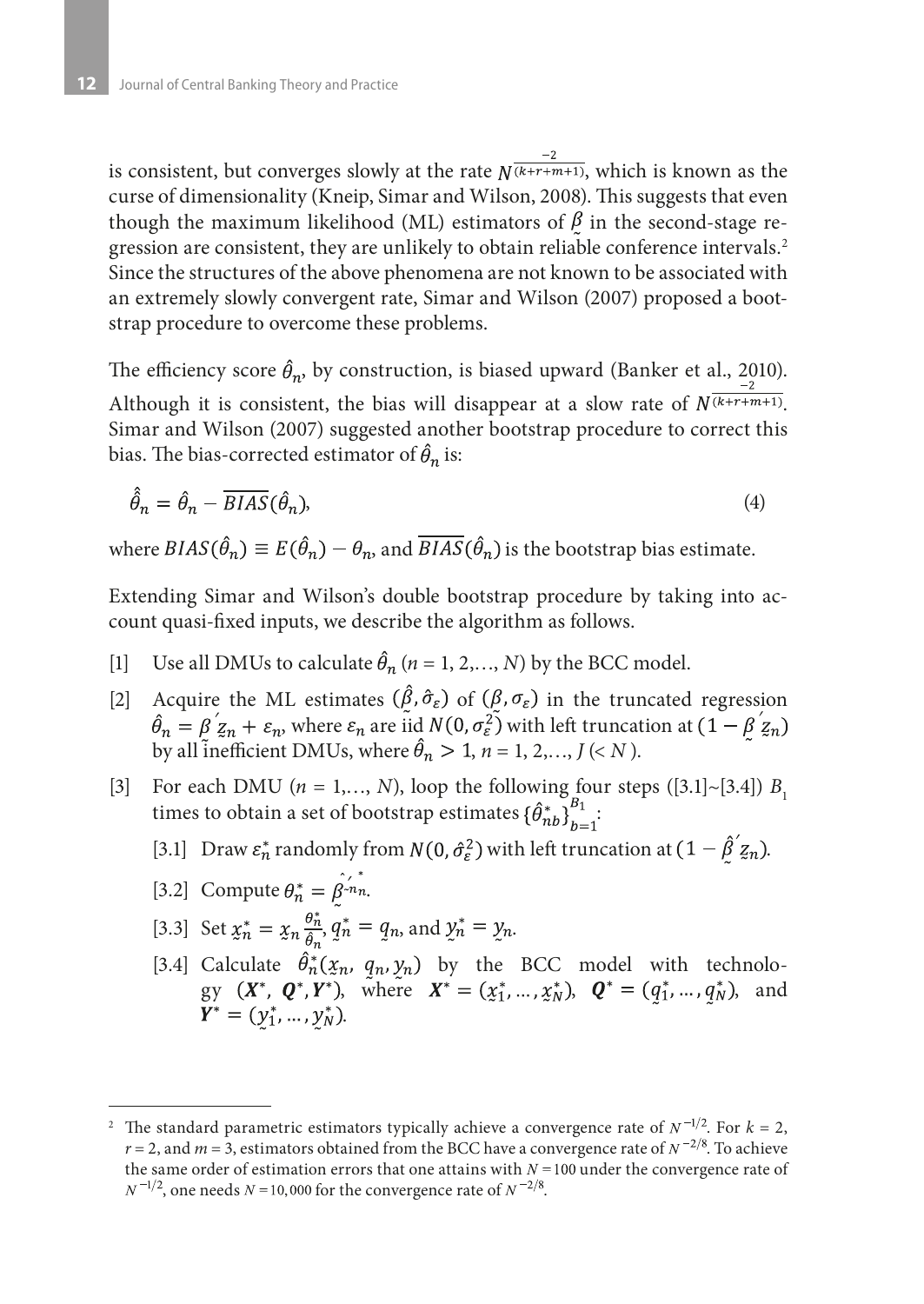is consistent, but converges slowly at the rate $N^{\frac{-2}{(k+r+m+1)}}$, which is known as the curse of dimensionality (Kneip, Simar and Wilson, 2008). This suggests that even though the maximum likelihood (ML) estimators of $\underset{\sim}{\beta}$ in the second-stage regression are consistent, they are unlikely to obtain reliable conference intervals.[2] Since the structures of the above phenomena are not known to be associated with an extremely slowly convergent rate, Simar and Wilson (2007) proposed a bootstrap procedure to overcome these problems.

The efficiency score $\hat{\theta}_n$, by construction, is biased upward (Banker et al., 2010). Although it is consistent, the bias will disappear at a slow rate of $N^{\frac{-2}{(k+r+m+1)}}$. Simar and Wilson (2007) suggested another bootstrap procedure to correct this bias. The bias-corrected estimator of $\hat{\theta}_n$ is:

$$\hat{\hat{\theta}}_n = \hat{\theta}_n - \overline{BIAS}(\hat{\theta}_n), \tag{4}$$

where $BIAS(\hat{\theta}_n) \equiv E(\hat{\theta}_n) - \theta_n$, and $\overline{BIAS}(\hat{\theta}_n)$ is the bootstrap bias estimate.

Extending Simar and Wilson's double bootstrap procedure by taking into account quasi-fixed inputs, we describe the algorithm as follows.

[1] Use all DMUs to calculate $\hat{\theta}_n$ ($n$ = 1, 2,…, $N$) by the BCC model.

[2] Acquire the ML estimates $(\hat{\underset{\sim}{\beta}}, \hat{\sigma}_\varepsilon)$ of $(\underset{\sim}{\beta}, \sigma_\varepsilon)$ in the truncated regression $\hat{\theta}_n = \underset{\sim}{\beta}' \underset{\sim}{z}_n + \varepsilon_n$, where $\varepsilon_n$ are iid $N(0, \sigma_\varepsilon^2)$ with left truncation at $(1 - \underset{\sim}{\beta}' \underset{\sim}{z}_n)$ by all inefficient DMUs, where $\hat{\theta}_n > 1$, $n$ = 1, 2,…, $J$ (< $N$ ).

[3] For each DMU ($n$ = 1,…, $N$), loop the following four steps ([3.1]~[3.4]) $B_1$ times to obtain a set of bootstrap estimates $\{\hat{\theta}_{nb}^*\}_{b=1}^{B_1}$:

[3.1] Draw $\varepsilon_n^*$ randomly from $N(0, \hat{\sigma}_\varepsilon^2)$ with left truncation at $(1 - \hat{\underset{\sim}{\beta}}' \underset{\sim}{z}_n)$.

[3.2] Compute $\theta_n^* = \hat{\underset{\sim}{\beta}}' \underset{\sim}{z}_n + \varepsilon_n^*$.

[3.3] Set $\underset{\sim}{x}_n^* = \underset{\sim}{x}_n \frac{\theta_n^*}{\hat{\theta}_n}$, $\underset{\sim}{q}_n^* = \underset{\sim}{q}_n$, and $\underset{\sim}{y}_n^* = \underset{\sim}{y}_n$.

[3.4] Calculate $\hat{\theta}_n^*(\underset{\sim}{x}_n, \underset{\sim}{q}_n, \underset{\sim}{y}_n)$ by the BCC model with technology $(\boldsymbol{X}^*, \boldsymbol{Q}^*, \boldsymbol{Y}^*)$, where $\boldsymbol{X}^* = (\underset{\sim}{x}_1^*, \ldots, \underset{\sim}{x}_N^*)$, $\boldsymbol{Q}^* = (\underset{\sim}{q}_1^*, \ldots, \underset{\sim}{q}_N^*)$, and $\boldsymbol{Y}^* = (\underset{\sim}{y}_1^*, \ldots, \underset{\sim}{y}_N^*)$.

---

[2] The standard parametric estimators typically achieve a convergence rate of $N^{-1/2}$. For $k$ = 2, $r$ = 2, and $m$ = 3, estimators obtained from the BCC have a convergence rate of $N^{-2/8}$. To achieve the same order of estimation errors that one attains with $N$ = 100 under the convergence rate of $N^{-1/2}$, one needs $N$ = 10,000 for the convergence rate of $N^{-2/8}$.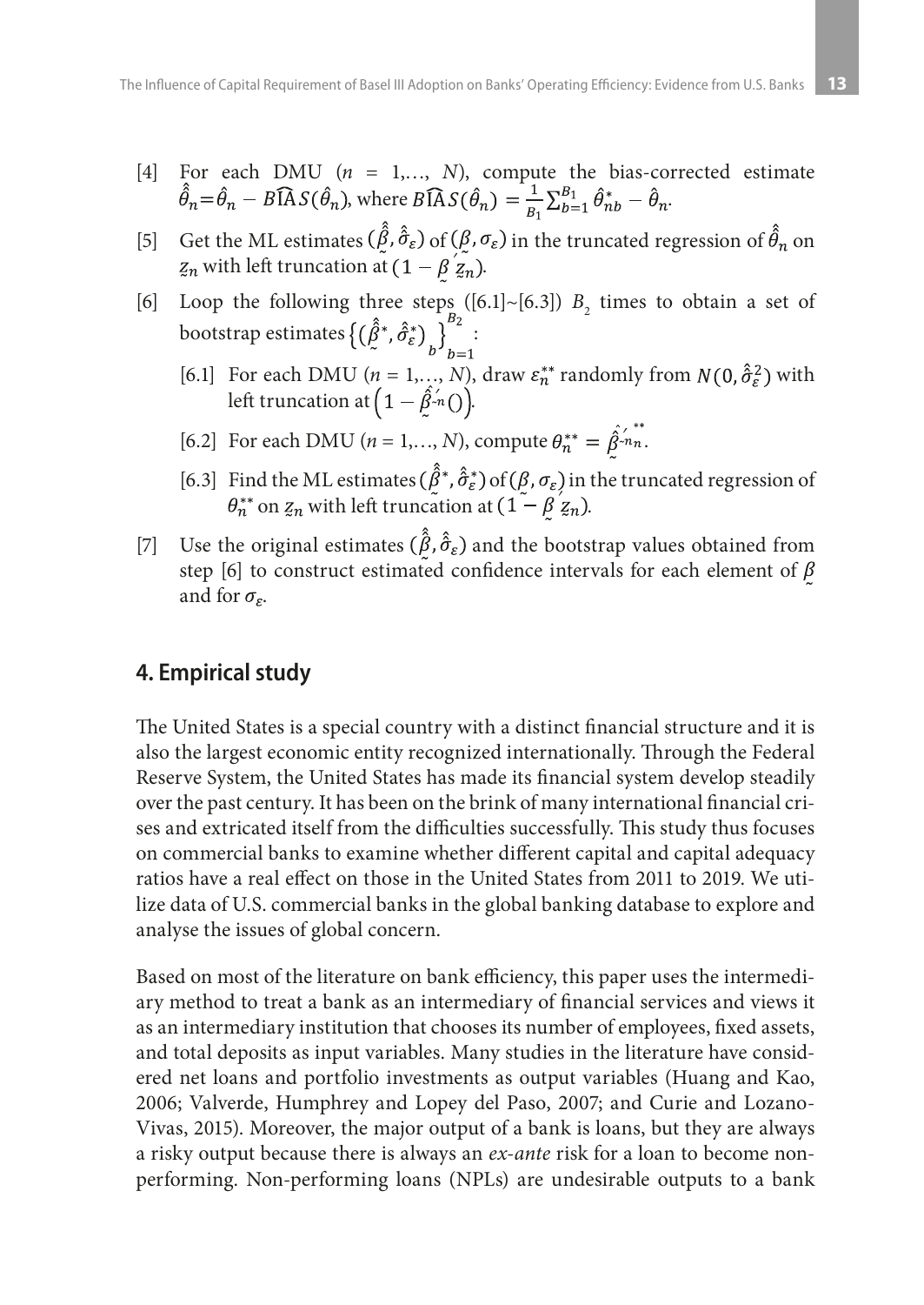[4] For each DMU ($n$ = 1,…, $N$), compute the bias-corrected estimate $\hat{\hat{\theta}}_n = \hat{\theta}_n - B\widehat{IA}S(\hat{\theta}_n)$, where $B\widehat{IA}S(\hat{\theta}_n) = \frac{1}{B_1}\sum_{b=1}^{B_1} \hat{\theta}^*_{nb} - \hat{\theta}_n$.

[5] Get the ML estimates $(\hat{\hat{\underset{\sim}{\beta}}}, \hat{\hat{\sigma}}_\varepsilon)$ of $(\underset{\sim}{\beta}, \sigma_\varepsilon)$ in the truncated regression of $\hat{\hat{\theta}}_n$ on $\underset{\sim}{z}_n$ with left truncation at $(1 - \underset{\sim}{\beta}' \underset{\sim}{z}_n)$.

[6] Loop the following three steps ([6.1]~[6.3]) $B_2$ times to obtain a set of bootstrap estimates $\left\{(\hat{\hat{\underset{\sim}{\beta}}}^*, \hat{\hat{\sigma}}^*_\varepsilon)_b\right\}_{b=1}^{B_2}$:

[6.1] For each DMU ($n$ = 1,…, $N$), draw $\varepsilon_n^{**}$ randomly from $N(0, \hat{\hat{\sigma}}_\varepsilon^2)$ with left truncation at $\left(1 - \hat{\hat{\underset{\sim}{\beta}}}'_{\sim n}()\right)$.

[6.2] For each DMU ($n$ = 1,…, $N$), compute $\theta_n^{**} = \hat{\hat{\underset{\sim}{\beta}}}'^{**}_{\sim n n}$.

[6.3] Find the ML estimates $(\hat{\hat{\underset{\sim}{\beta}}}^*, \hat{\hat{\sigma}}^*_\varepsilon)$ of $(\underset{\sim}{\beta}, \sigma_\varepsilon)$ in the truncated regression of $\theta_n^{**}$ on $\underset{\sim}{z}_n$ with left truncation at $(1 - \underset{\sim}{\beta}' \underset{\sim}{z}_n)$.

[7] Use the original estimates $(\hat{\hat{\underset{\sim}{\beta}}}, \hat{\hat{\sigma}}_\varepsilon)$ and the bootstrap values obtained from step [6] to construct estimated confidence intervals for each element of $\underset{\sim}{\beta}$ and for $\sigma_\varepsilon$.

## 4. Empirical study

The United States is a special country with a distinct financial structure and it is also the largest economic entity recognized internationally. Through the Federal Reserve System, the United States has made its financial system develop steadily over the past century. It has been on the brink of many international financial crises and extricated itself from the difficulties successfully. This study thus focuses on commercial banks to examine whether different capital and capital adequacy ratios have a real effect on those in the United States from 2011 to 2019. We utilize data of U.S. commercial banks in the global banking database to explore and analyse the issues of global concern.

Based on most of the literature on bank efficiency, this paper uses the intermediary method to treat a bank as an intermediary of financial services and views it as an intermediary institution that chooses its number of employees, fixed assets, and total deposits as input variables. Many studies in the literature have considered net loans and portfolio investments as output variables (Huang and Kao, 2006; Valverde, Humphrey and Lopey del Paso, 2007; and Curie and Lozano-Vivas, 2015). Moreover, the major output of a bank is loans, but they are always a risky output because there is always an *ex-ante* risk for a loan to become non-performing. Non-performing loans (NPLs) are undesirable outputs to a bank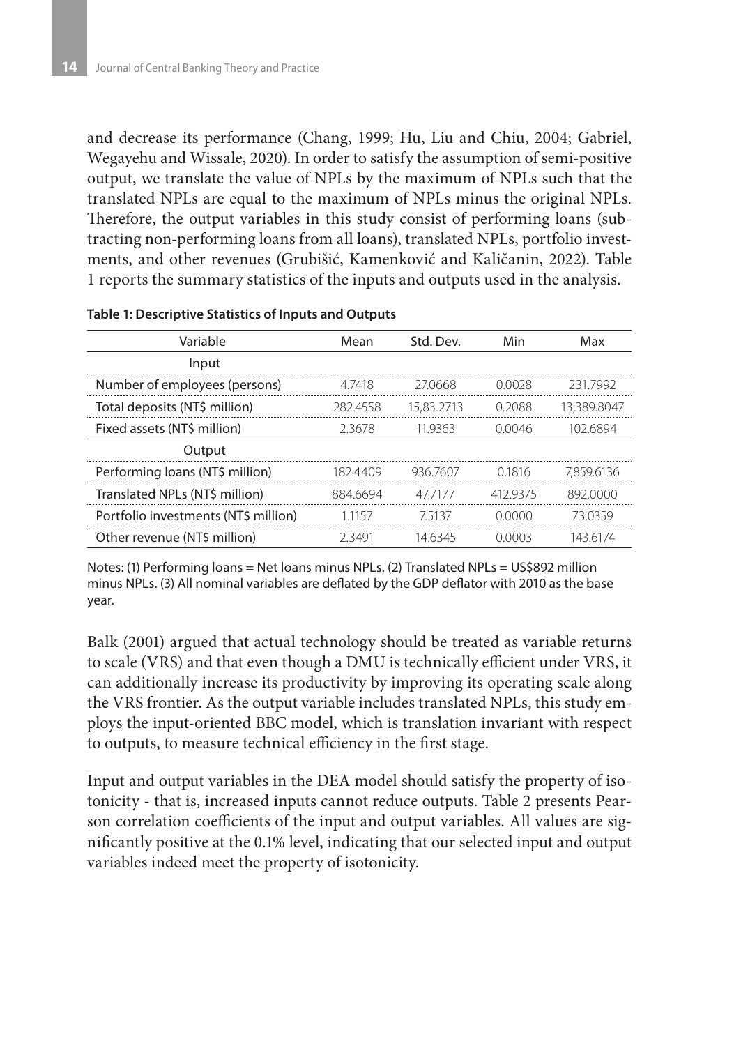and decrease its performance (Chang, 1999; Hu, Liu and Chiu, 2004; Gabriel, Wegayehu and Wissale, 2020). In order to satisfy the assumption of semi-positive output, we translate the value of NPLs by the maximum of NPLs such that the translated NPLs are equal to the maximum of NPLs minus the original NPLs. Therefore, the output variables in this study consist of performing loans (subtracting non-performing loans from all loans), translated NPLs, portfolio investments, and other revenues (Grubišić, Kamenković and Kaličanin, 2022). Table 1 reports the summary statistics of the inputs and outputs used in the analysis.

**Table 1: Descriptive Statistics of Inputs and Outputs**

| Variable | Mean | Std. Dev. | Min | Max |
|---|---|---|---|---|
| Input | | | | |
| Number of employees (persons) | 4.7418 | 27.0668 | 0.0028 | 231.7992 |
| Total deposits (NT$ million) | 282.4558 | 15,83.2713 | 0.2088 | 13,389.8047 |
| Fixed assets (NT$ million) | 2.3678 | 11.9363 | 0.0046 | 102.6894 |
| Output | | | | |
| Performing loans (NT$ million) | 182.4409 | 936.7607 | 0.1816 | 7,859.6136 |
| Translated NPLs (NT$ million) | 884.6694 | 47.7177 | 412.9375 | 892.0000 |
| Portfolio investments (NT$ million) | 1.1157 | 7.5137 | 0.0000 | 73.0359 |
| Other revenue (NT$ million) | 2.3491 | 14.6345 | 0.0003 | 143.6174 |

Notes: (1) Performing loans = Net loans minus NPLs. (2) Translated NPLs = US$892 million minus NPLs. (3) All nominal variables are deflated by the GDP deflator with 2010 as the base year.

Balk (2001) argued that actual technology should be treated as variable returns to scale (VRS) and that even though a DMU is technically efficient under VRS, it can additionally increase its productivity by improving its operating scale along the VRS frontier. As the output variable includes translated NPLs, this study employs the input-oriented BBC model, which is translation invariant with respect to outputs, to measure technical efficiency in the first stage.

Input and output variables in the DEA model should satisfy the property of isotonicity - that is, increased inputs cannot reduce outputs. Table 2 presents Pearson correlation coefficients of the input and output variables. All values are significantly positive at the 0.1% level, indicating that our selected input and output variables indeed meet the property of isotonicity.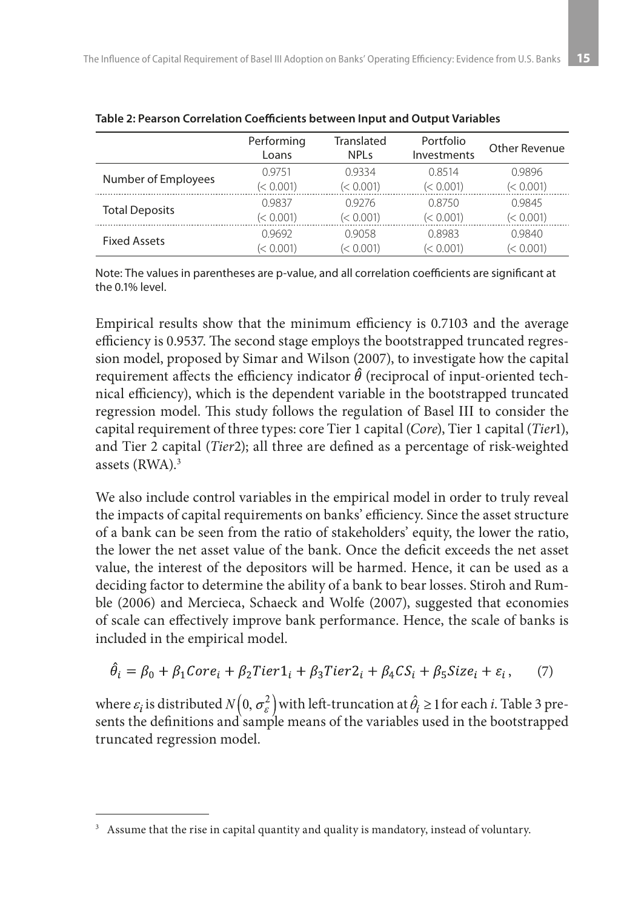**Table 2: Pearson Correlation Coefficients between Input and Output Variables**

| | Performing Loans | Translated NPLs | Portfolio Investments | Other Revenue |
|---|---|---|---|---|
| Number of Employees | 0.9751<br>(< 0.001) | 0.9334<br>(< 0.001) | 0.8514<br>(< 0.001) | 0.9896<br>(< 0.001) |
| Total Deposits | 0.9837<br>(< 0.001) | 0.9276<br>(< 0.001) | 0.8750<br>(< 0.001) | 0.9845<br>(< 0.001) |
| Fixed Assets | 0.9692<br>(< 0.001) | 0.9058<br>(< 0.001) | 0.8983<br>(< 0.001) | 0.9840<br>(< 0.001) |

Note: The values in parentheses are p-value, and all correlation coefficients are significant at the 0.1% level.

Empirical results show that the minimum efficiency is 0.7103 and the average efficiency is 0.9537. The second stage employs the bootstrapped truncated regression model, proposed by Simar and Wilson (2007), to investigate how the capital requirement affects the efficiency indicator $\hat{\theta}$ (reciprocal of input-oriented technical efficiency), which is the dependent variable in the bootstrapped truncated regression model. This study follows the regulation of Basel III to consider the capital requirement of three types: core Tier 1 capital (*Core*), Tier 1 capital (*Tier*1), and Tier 2 capital (*Tier*2); all three are defined as a percentage of risk-weighted assets (RWA).[3]

We also include control variables in the empirical model in order to truly reveal the impacts of capital requirements on banks' efficiency. Since the asset structure of a bank can be seen from the ratio of stakeholders' equity, the lower the ratio, the lower the net asset value of the bank. Once the deficit exceeds the net asset value, the interest of the depositors will be harmed. Hence, it can be used as a deciding factor to determine the ability of a bank to bear losses. Stiroh and Rumble (2006) and Mercieca, Schaeck and Wolfe (2007), suggested that economies of scale can effectively improve bank performance. Hence, the scale of banks is included in the empirical model.

$$\hat{\theta}_i = \beta_0 + \beta_1 Core_i + \beta_2 Tier1_i + \beta_3 Tier2_i + \beta_4 CS_i + \beta_5 Size_i + \varepsilon_i, \qquad (7)$$

where $\varepsilon_i$ is distributed $N\left(0, \sigma_\varepsilon^2\right)$ with left-truncation at $\hat{\theta}_i \geq 1$ for each $i$. Table 3 presents the definitions and sample means of the variables used in the bootstrapped truncated regression model.

[3] Assume that the rise in capital quantity and quality is mandatory, instead of voluntary.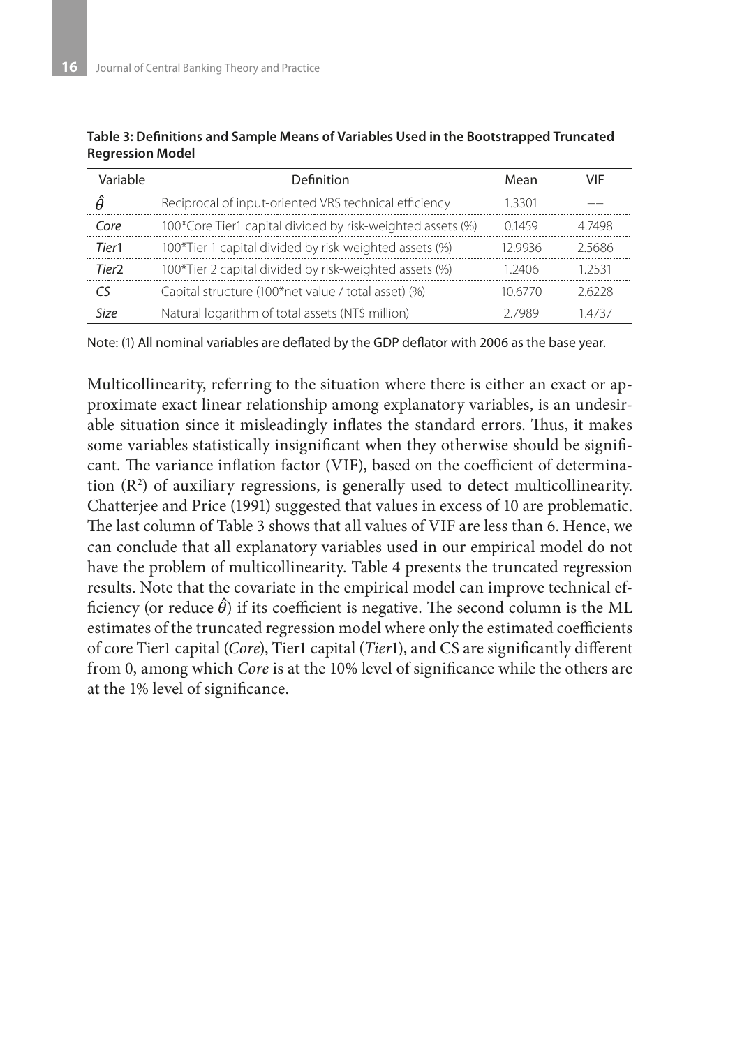**Table 3: Definitions and Sample Means of Variables Used in the Bootstrapped Truncated Regression Model**

| Variable | Definition | Mean | VIF |
|---|---|---|---|
| $\hat{\theta}$ | Reciprocal of input-oriented VRS technical efficiency | 1.3301 | –– |
| *Core* | 100*Core Tier1 capital divided by risk-weighted assets (%) | 0.1459 | 4.7498 |
| *Tier*1 | 100*Tier 1 capital divided by risk-weighted assets (%) | 12.9936 | 2.5686 |
| *Tier*2 | 100*Tier 2 capital divided by risk-weighted assets (%) | 1.2406 | 1.2531 |
| *CS* | Capital structure (100*net value / total asset) (%) | 10.6770 | 2.6228 |
| *Size* | Natural logarithm of total assets (NT$ million) | 2.7989 | 1.4737 |

Note: (1) All nominal variables are deflated by the GDP deflator with 2006 as the base year.

Multicollinearity, referring to the situation where there is either an exact or approximate exact linear relationship among explanatory variables, is an undesirable situation since it misleadingly inflates the standard errors. Thus, it makes some variables statistically insignificant when they otherwise should be significant. The variance inflation factor (VIF), based on the coefficient of determination ($R^2$) of auxiliary regressions, is generally used to detect multicollinearity. Chatterjee and Price (1991) suggested that values in excess of 10 are problematic. The last column of Table 3 shows that all values of VIF are less than 6. Hence, we can conclude that all explanatory variables used in our empirical model do not have the problem of multicollinearity. Table 4 presents the truncated regression results. Note that the covariate in the empirical model can improve technical efficiency (or reduce $\hat{\theta}$) if its coefficient is negative. The second column is the ML estimates of the truncated regression model where only the estimated coefficients of core Tier1 capital (*Core*), Tier1 capital (*Tier*1), and CS are significantly different from 0, among which *Core* is at the 10% level of significance while the others are at the 1% level of significance.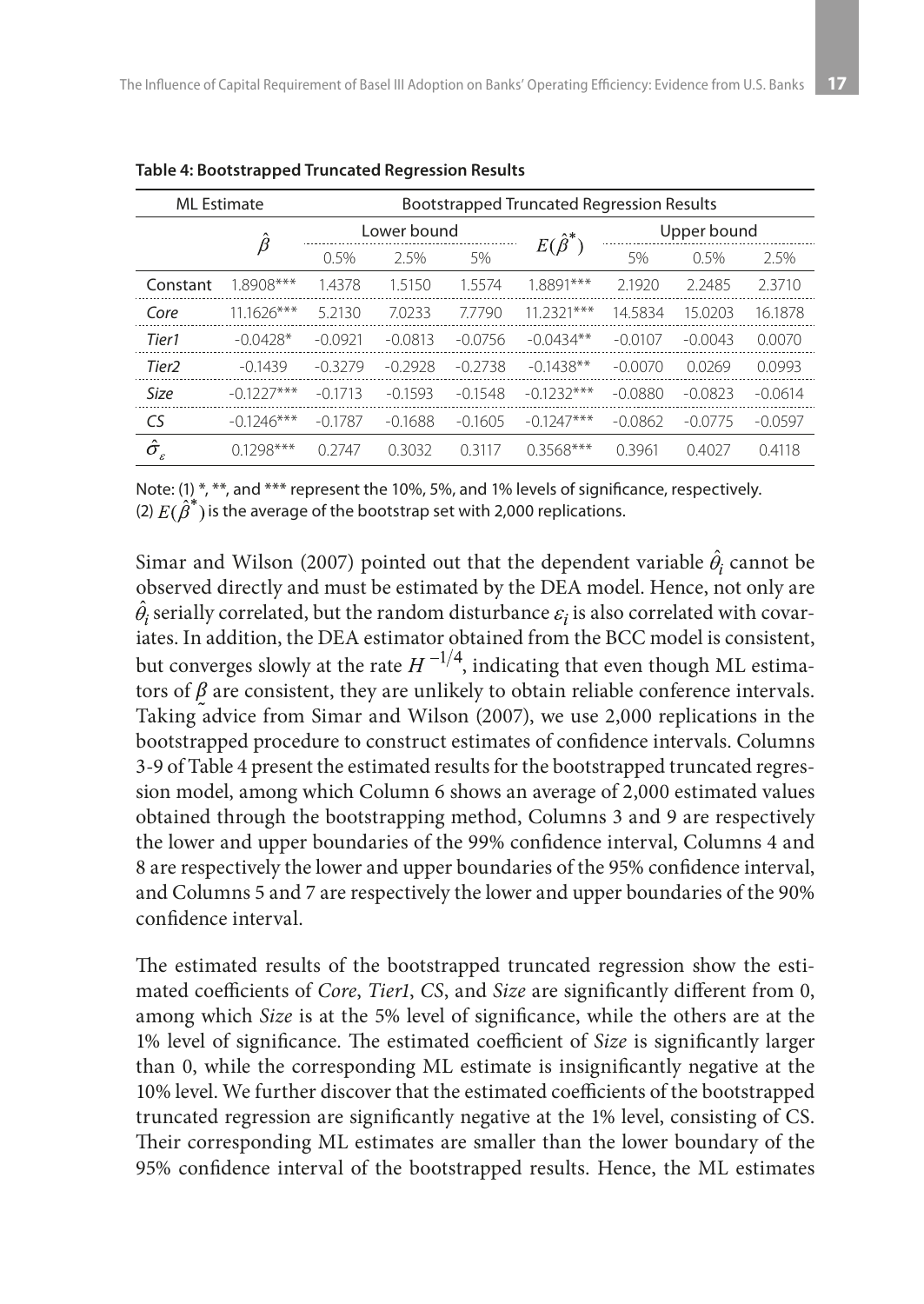**Table 4: Bootstrapped Truncated Regression Results**

| ML Estimate | | Bootstrapped Truncated Regression Results | | | | | | |
|---|---|---|---|---|---|---|---|---|
| | $\hat{\beta}$ | Lower bound | | | $E(\hat{\beta}^*)$ | Upper bound | | |
| | | 0.5% | 2.5% | 5% | | 5% | 0.5% | 2.5% |
| Constant | 1.8908*** | 1.4378 | 1.5150 | 1.5574 | 1.8891*** | 2.1920 | 2.2485 | 2.3710 |
| *Core* | 11.1626*** | 5.2130 | 7.0233 | 7.7790 | 11.2321*** | 14.5834 | 15.0203 | 16.1878 |
| *Tier1* | -0.0428* | -0.0921 | -0.0813 | -0.0756 | -0.0434** | -0.0107 | -0.0043 | 0.0070 |
| *Tier2* | -0.1439 | -0.3279 | -0.2928 | -0.2738 | -0.1438** | -0.0070 | 0.0269 | 0.0993 |
| *Size* | -0.1227*** | -0.1713 | -0.1593 | -0.1548 | -0.1232*** | -0.0880 | -0.0823 | -0.0614 |
| *CS* | -0.1246*** | -0.1787 | -0.1688 | -0.1605 | -0.1247*** | -0.0862 | -0.0775 | -0.0597 |
| $\hat{\sigma}_{\varepsilon}$ | 0.1298*** | 0.2747 | 0.3032 | 0.3117 | 0.3568*** | 0.3961 | 0.4027 | 0.4118 |

Note: (1) *, **, and *** represent the 10%, 5%, and 1% levels of significance, respectively.
(2) $E(\hat{\beta}^*)$ is the average of the bootstrap set with 2,000 replications.

Simar and Wilson (2007) pointed out that the dependent variable $\hat{\theta}_i$ cannot be observed directly and must be estimated by the DEA model. Hence, not only are $\hat{\theta}_i$ serially correlated, but the random disturbance $\varepsilon_i$ is also correlated with covariates. In addition, the DEA estimator obtained from the BCC model is consistent, but converges slowly at the rate $H^{-1/4}$, indicating that even though ML estimators of $\beta$ are consistent, they are unlikely to obtain reliable conference intervals. Taking advice from Simar and Wilson (2007), we use 2,000 replications in the bootstrapped procedure to construct estimates of confidence intervals. Columns 3-9 of Table 4 present the estimated results for the bootstrapped truncated regression model, among which Column 6 shows an average of 2,000 estimated values obtained through the bootstrapping method, Columns 3 and 9 are respectively the lower and upper boundaries of the 99% confidence interval, Columns 4 and 8 are respectively the lower and upper boundaries of the 95% confidence interval, and Columns 5 and 7 are respectively the lower and upper boundaries of the 90% confidence interval.

The estimated results of the bootstrapped truncated regression show the estimated coefficients of *Core*, *Tier1*, *CS*, and *Size* are significantly different from 0, among which *Size* is at the 5% level of significance, while the others are at the 1% level of significance. The estimated coefficient of *Size* is significantly larger than 0, while the corresponding ML estimate is insignificantly negative at the 10% level. We further discover that the estimated coefficients of the bootstrapped truncated regression are significantly negative at the 1% level, consisting of CS. Their corresponding ML estimates are smaller than the lower boundary of the 95% confidence interval of the bootstrapped results. Hence, the ML estimates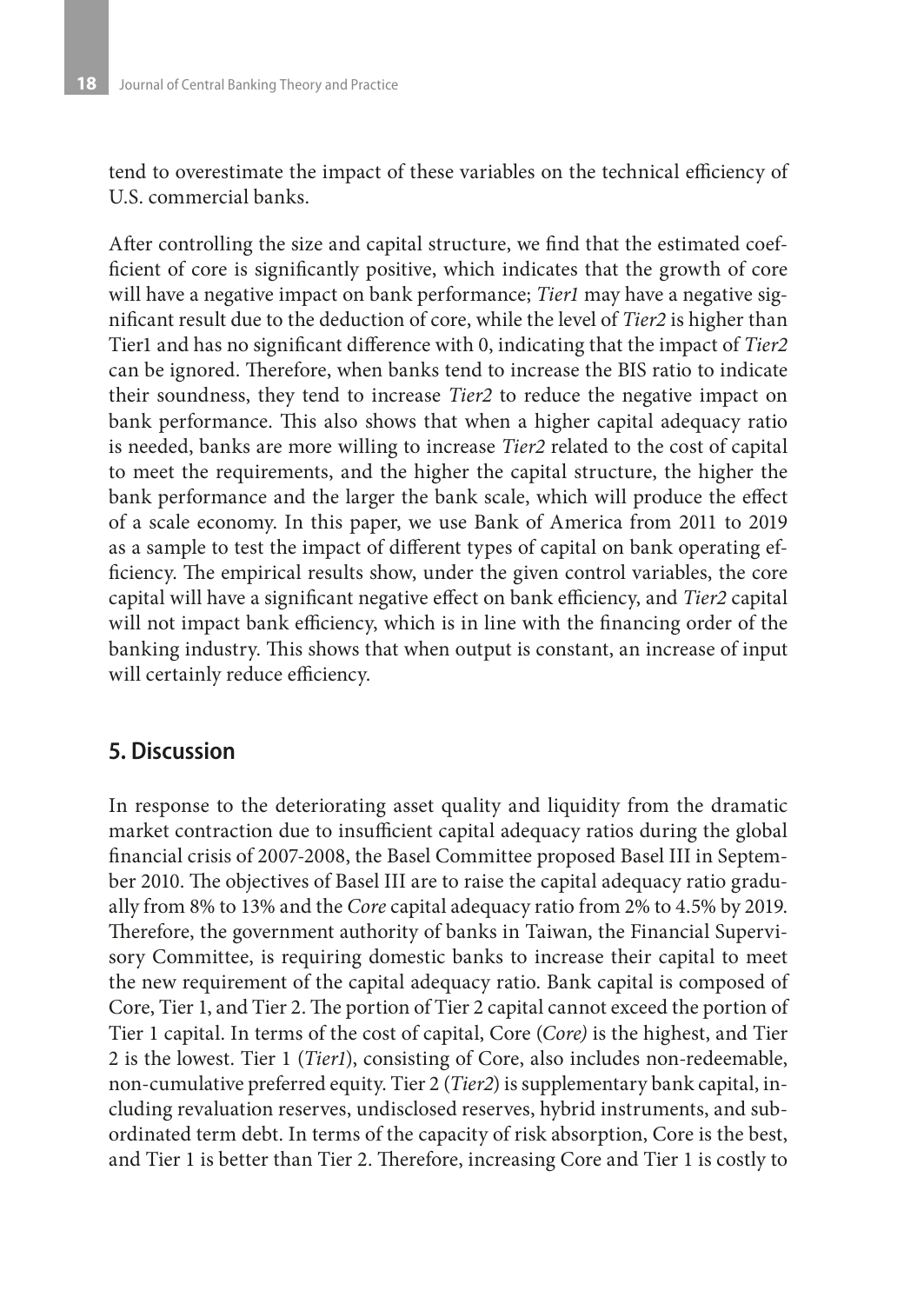tend to overestimate the impact of these variables on the technical efficiency of U.S. commercial banks.

After controlling the size and capital structure, we find that the estimated coefficient of core is significantly positive, which indicates that the growth of core will have a negative impact on bank performance; *Tier1* may have a negative significant result due to the deduction of core, while the level of *Tier2* is higher than Tier1 and has no significant difference with 0, indicating that the impact of *Tier2* can be ignored. Therefore, when banks tend to increase the BIS ratio to indicate their soundness, they tend to increase *Tier2* to reduce the negative impact on bank performance. This also shows that when a higher capital adequacy ratio is needed, banks are more willing to increase *Tier2* related to the cost of capital to meet the requirements, and the higher the capital structure, the higher the bank performance and the larger the bank scale, which will produce the effect of a scale economy. In this paper, we use Bank of America from 2011 to 2019 as a sample to test the impact of different types of capital on bank operating efficiency. The empirical results show, under the given control variables, the core capital will have a significant negative effect on bank efficiency, and *Tier2* capital will not impact bank efficiency, which is in line with the financing order of the banking industry. This shows that when output is constant, an increase of input will certainly reduce efficiency.

## 5. Discussion

In response to the deteriorating asset quality and liquidity from the dramatic market contraction due to insufficient capital adequacy ratios during the global financial crisis of 2007-2008, the Basel Committee proposed Basel III in September 2010. The objectives of Basel III are to raise the capital adequacy ratio gradually from 8% to 13% and the *Core* capital adequacy ratio from 2% to 4.5% by 2019. Therefore, the government authority of banks in Taiwan, the Financial Supervisory Committee, is requiring domestic banks to increase their capital to meet the new requirement of the capital adequacy ratio. Bank capital is composed of Core, Tier 1, and Tier 2. The portion of Tier 2 capital cannot exceed the portion of Tier 1 capital. In terms of the cost of capital, Core (*Core)* is the highest, and Tier 2 is the lowest. Tier 1 (*Tier1*), consisting of Core, also includes non-redeemable, non-cumulative preferred equity. Tier 2 (*Tier2*) is supplementary bank capital, including revaluation reserves, undisclosed reserves, hybrid instruments, and subordinated term debt. In terms of the capacity of risk absorption, Core is the best, and Tier 1 is better than Tier 2. Therefore, increasing Core and Tier 1 is costly to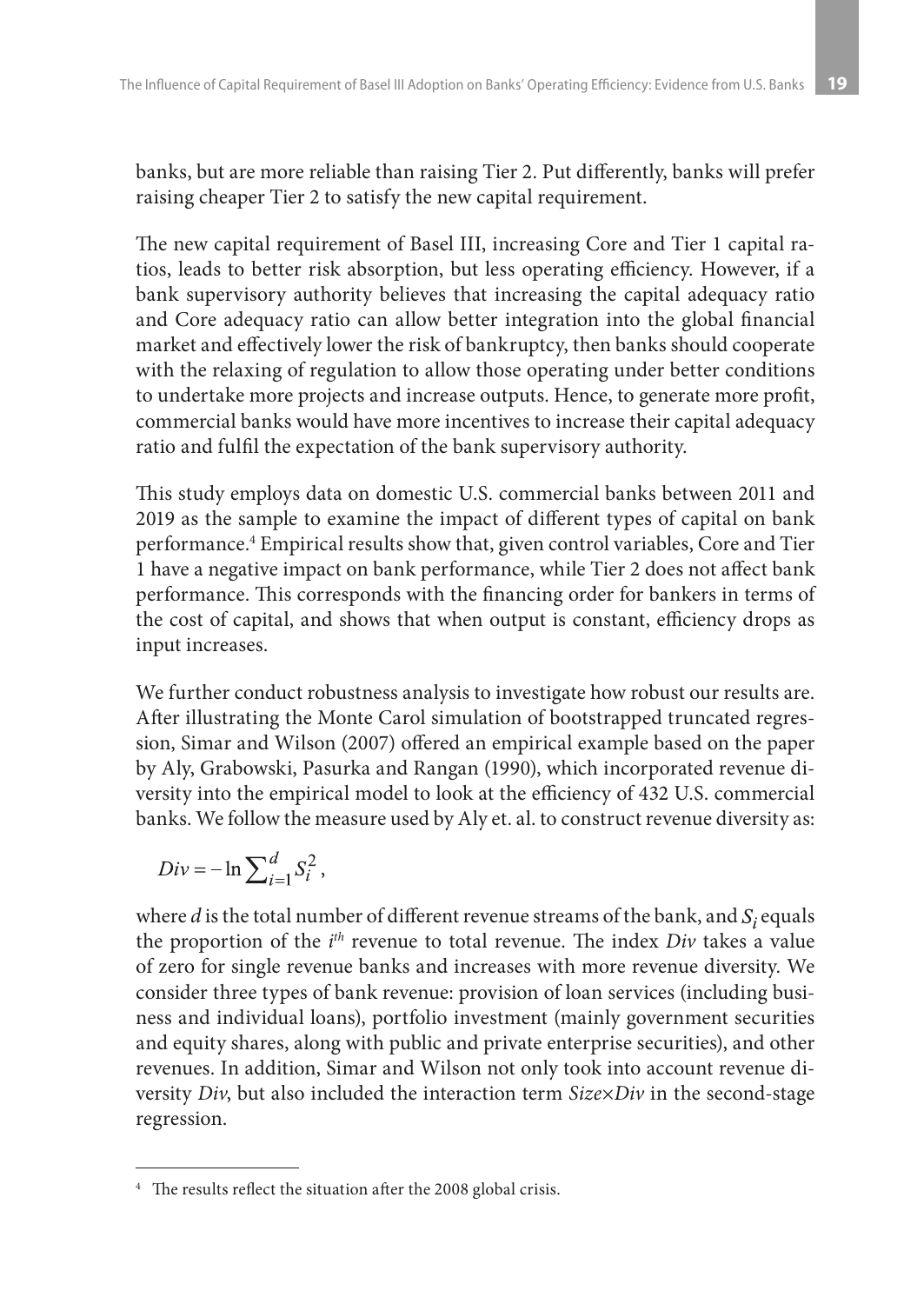banks, but are more reliable than raising Tier 2. Put differently, banks will prefer raising cheaper Tier 2 to satisfy the new capital requirement.

The new capital requirement of Basel III, increasing Core and Tier 1 capital ratios, leads to better risk absorption, but less operating efficiency. However, if a bank supervisory authority believes that increasing the capital adequacy ratio and Core adequacy ratio can allow better integration into the global financial market and effectively lower the risk of bankruptcy, then banks should cooperate with the relaxing of regulation to allow those operating under better conditions to undertake more projects and increase outputs. Hence, to generate more profit, commercial banks would have more incentives to increase their capital adequacy ratio and fulfil the expectation of the bank supervisory authority.

This study employs data on domestic U.S. commercial banks between 2011 and 2019 as the sample to examine the impact of different types of capital on bank performance.[4] Empirical results show that, given control variables, Core and Tier 1 have a negative impact on bank performance, while Tier 2 does not affect bank performance. This corresponds with the financing order for bankers in terms of the cost of capital, and shows that when output is constant, efficiency drops as input increases.

We further conduct robustness analysis to investigate how robust our results are. After illustrating the Monte Carol simulation of bootstrapped truncated regression, Simar and Wilson (2007) offered an empirical example based on the paper by Aly, Grabowski, Pasurka and Rangan (1990), which incorporated revenue diversity into the empirical model to look at the efficiency of 432 U.S. commercial banks. We follow the measure used by Aly et. al. to construct revenue diversity as:

$$Div = -\ln \sum_{i=1}^{d} S_i^2 ,$$

where $d$ is the total number of different revenue streams of the bank, and $S_i$ equals the proportion of the $i^{th}$ revenue to total revenue. The index *Div* takes a value of zero for single revenue banks and increases with more revenue diversity. We consider three types of bank revenue: provision of loan services (including business and individual loans), portfolio investment (mainly government securities and equity shares, along with public and private enterprise securities), and other revenues. In addition, Simar and Wilson not only took into account revenue diversity *Div*, but also included the interaction term *Size*×*Div* in the second-stage regression.

---

[4] The results reflect the situation after the 2008 global crisis.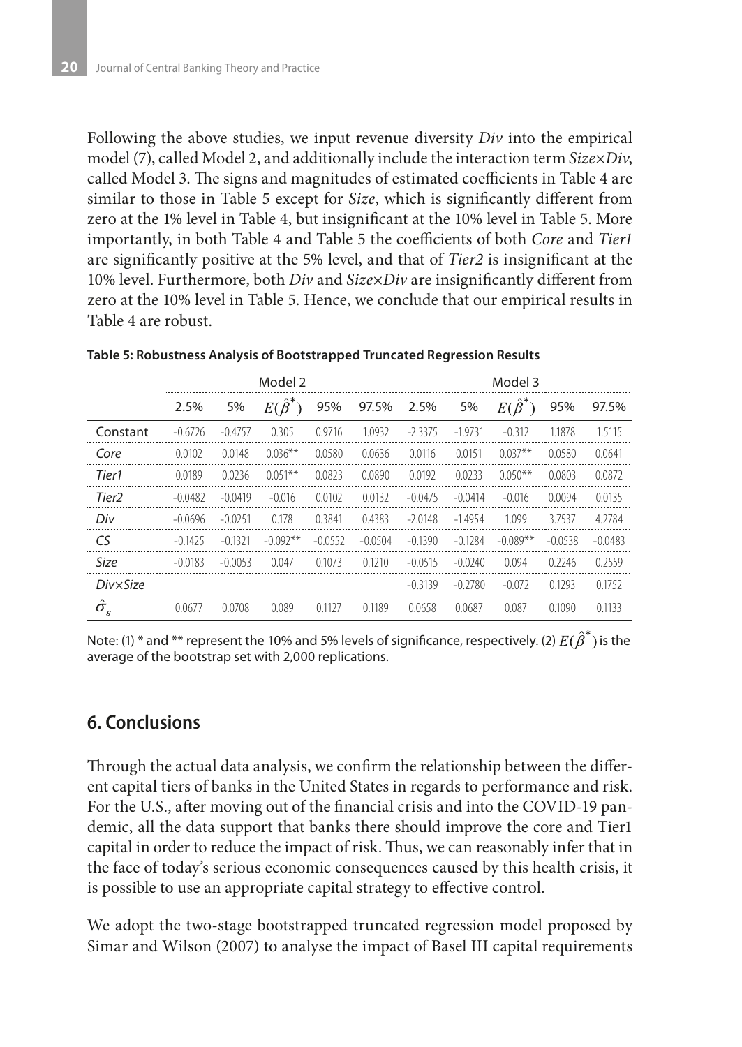Following the above studies, we input revenue diversity *Div* into the empirical model (7), called Model 2, and additionally include the interaction term *Size*×*Div*, called Model 3. The signs and magnitudes of estimated coefficients in Table 4 are similar to those in Table 5 except for *Size*, which is significantly different from zero at the 1% level in Table 4, but insignificant at the 10% level in Table 5. More importantly, in both Table 4 and Table 5 the coefficients of both *Core* and *Tier1* are significantly positive at the 5% level, and that of *Tier2* is insignificant at the 10% level. Furthermore, both *Div* and *Size*×*Div* are insignificantly different from zero at the 10% level in Table 5. Hence, we conclude that our empirical results in Table 4 are robust.

**Table 5: Robustness Analysis of Bootstrapped Truncated Regression Results**

| | Model 2 | | | | | Model 3 | | | | |
|---|---|---|---|---|---|---|---|---|---|---|
| | 2.5% | 5% | $E(\hat{\beta}^*)$ | 95% | 97.5% | 2.5% | 5% | $E(\hat{\beta}^*)$ | 95% | 97.5% |
| Constant | -0.6726 | -0.4757 | 0.305 | 0.9716 | 1.0932 | -2.3375 | -1.9731 | -0.312 | 1.1878 | 1.5115 |
| *Core* | 0.0102 | 0.0148 | 0.036** | 0.0580 | 0.0636 | 0.0116 | 0.0151 | 0.037** | 0.0580 | 0.0641 |
| *Tier1* | 0.0189 | 0.0236 | 0.051** | 0.0823 | 0.0890 | 0.0192 | 0.0233 | 0.050** | 0.0803 | 0.0872 |
| *Tier2* | -0.0482 | -0.0419 | -0.016 | 0.0102 | 0.0132 | -0.0475 | -0.0414 | -0.016 | 0.0094 | 0.0135 |
| *Div* | -0.0696 | -0.0251 | 0.178 | 0.3841 | 0.4383 | -2.0148 | -1.4954 | 1.099 | 3.7537 | 4.2784 |
| *CS* | -0.1425 | -0.1321 | -0.092** | -0.0552 | -0.0504 | -0.1390 | -0.1284 | -0.089** | -0.0538 | -0.0483 |
| *Size* | -0.0183 | -0.0053 | 0.047 | 0.1073 | 0.1210 | -0.0515 | -0.0240 | 0.094 | 0.2246 | 0.2559 |
| *Div×Size* | | | | | | -0.3139 | -0.2780 | -0.072 | 0.1293 | 0.1752 |
| $\hat{\sigma}_{\varepsilon}$ | 0.0677 | 0.0708 | 0.089 | 0.1127 | 0.1189 | 0.0658 | 0.0687 | 0.087 | 0.1090 | 0.1133 |

Note: (1) * and ** represent the 10% and 5% levels of significance, respectively. (2) $E(\hat{\beta}^*)$ is the average of the bootstrap set with 2,000 replications.

## 6. Conclusions

Through the actual data analysis, we confirm the relationship between the different capital tiers of banks in the United States in regards to performance and risk. For the U.S., after moving out of the financial crisis and into the COVID-19 pandemic, all the data support that banks there should improve the core and Tier1 capital in order to reduce the impact of risk. Thus, we can reasonably infer that in the face of today's serious economic consequences caused by this health crisis, it is possible to use an appropriate capital strategy to effective control.

We adopt the two-stage bootstrapped truncated regression model proposed by Simar and Wilson (2007) to analyse the impact of Basel III capital requirements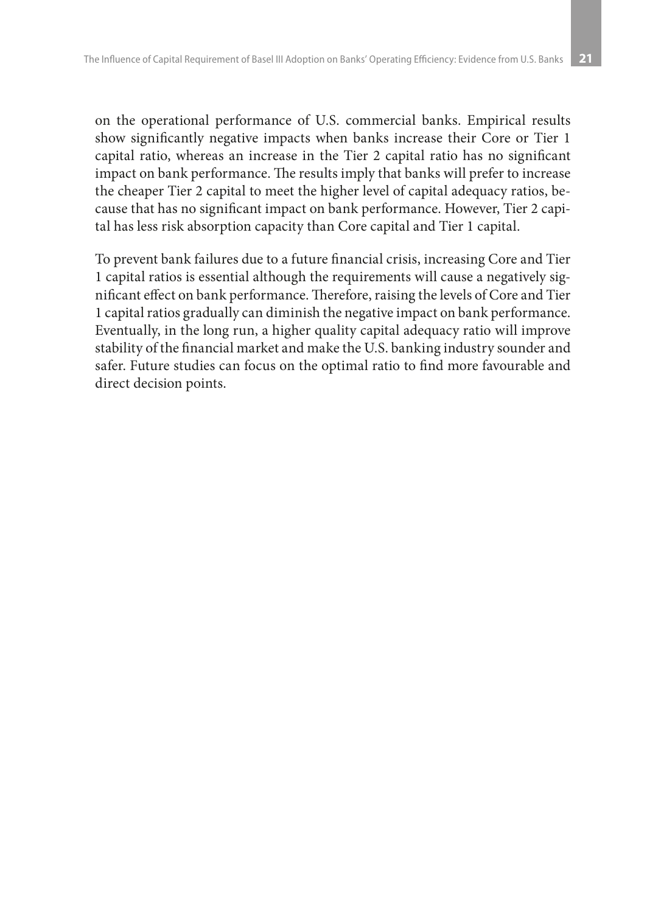on the operational performance of U.S. commercial banks. Empirical results show significantly negative impacts when banks increase their Core or Tier 1 capital ratio, whereas an increase in the Tier 2 capital ratio has no significant impact on bank performance. The results imply that banks will prefer to increase the cheaper Tier 2 capital to meet the higher level of capital adequacy ratios, because that has no significant impact on bank performance. However, Tier 2 capital has less risk absorption capacity than Core capital and Tier 1 capital.

To prevent bank failures due to a future financial crisis, increasing Core and Tier 1 capital ratios is essential although the requirements will cause a negatively significant effect on bank performance. Therefore, raising the levels of Core and Tier 1 capital ratios gradually can diminish the negative impact on bank performance. Eventually, in the long run, a higher quality capital adequacy ratio will improve stability of the financial market and make the U.S. banking industry sounder and safer. Future studies can focus on the optimal ratio to find more favourable and direct decision points.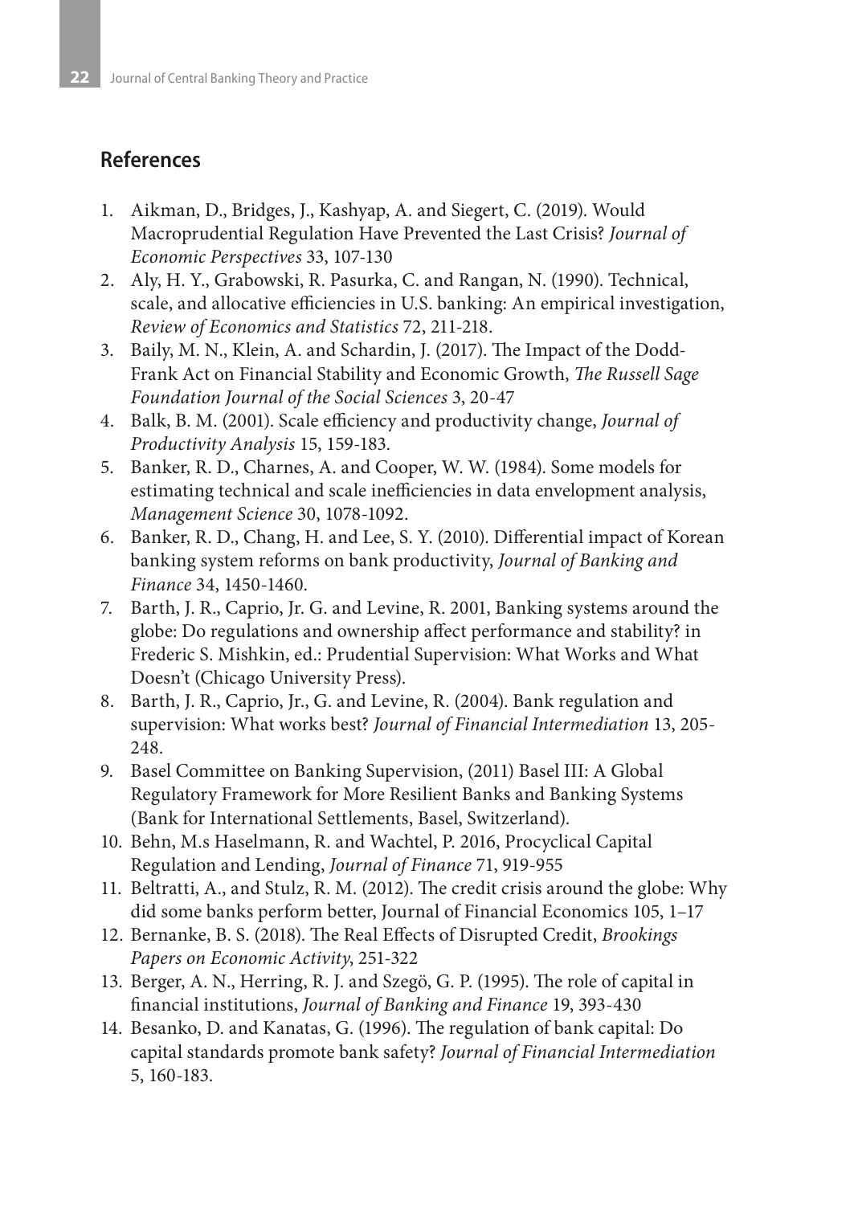## References

1. Aikman, D., Bridges, J., Kashyap, A. and Siegert, C. (2019). Would Macroprudential Regulation Have Prevented the Last Crisis? *Journal of Economic Perspectives* 33, 107-130
2. Aly, H. Y., Grabowski, R. Pasurka, C. and Rangan, N. (1990). Technical, scale, and allocative efficiencies in U.S. banking: An empirical investigation, *Review of Economics and Statistics* 72, 211-218.
3. Baily, M. N., Klein, A. and Schardin, J. (2017). The Impact of the Dodd-Frank Act on Financial Stability and Economic Growth, *The Russell Sage Foundation Journal of the Social Sciences* 3, 20-47
4. Balk, B. M. (2001). Scale efficiency and productivity change, *Journal of Productivity Analysis* 15, 159-183.
5. Banker, R. D., Charnes, A. and Cooper, W. W. (1984). Some models for estimating technical and scale inefficiencies in data envelopment analysis, *Management Science* 30, 1078-1092.
6. Banker, R. D., Chang, H. and Lee, S. Y. (2010). Differential impact of Korean banking system reforms on bank productivity, *Journal of Banking and Finance* 34, 1450-1460.
7. Barth, J. R., Caprio, Jr. G. and Levine, R. 2001, Banking systems around the globe: Do regulations and ownership affect performance and stability? in Frederic S. Mishkin, ed.: Prudential Supervision: What Works and What Doesn't (Chicago University Press).
8. Barth, J. R., Caprio, Jr., G. and Levine, R. (2004). Bank regulation and supervision: What works best? *Journal of Financial Intermediation* 13, 205-248.
9. Basel Committee on Banking Supervision, (2011) Basel III: A Global Regulatory Framework for More Resilient Banks and Banking Systems (Bank for International Settlements, Basel, Switzerland).
10. Behn, M.s Haselmann, R. and Wachtel, P. 2016, Procyclical Capital Regulation and Lending, *Journal of Finance* 71, 919-955
11. Beltratti, A., and Stulz, R. M. (2012). The credit crisis around the globe: Why did some banks perform better, Journal of Financial Economics 105, 1–17
12. Bernanke, B. S. (2018). The Real Effects of Disrupted Credit, *Brookings Papers on Economic Activity*, 251-322
13. Berger, A. N., Herring, R. J. and Szegö, G. P. (1995). The role of capital in financial institutions, *Journal of Banking and Finance* 19, 393-430
14. Besanko, D. and Kanatas, G. (1996). The regulation of bank capital: Do capital standards promote bank safety? *Journal of Financial Intermediation* 5, 160-183.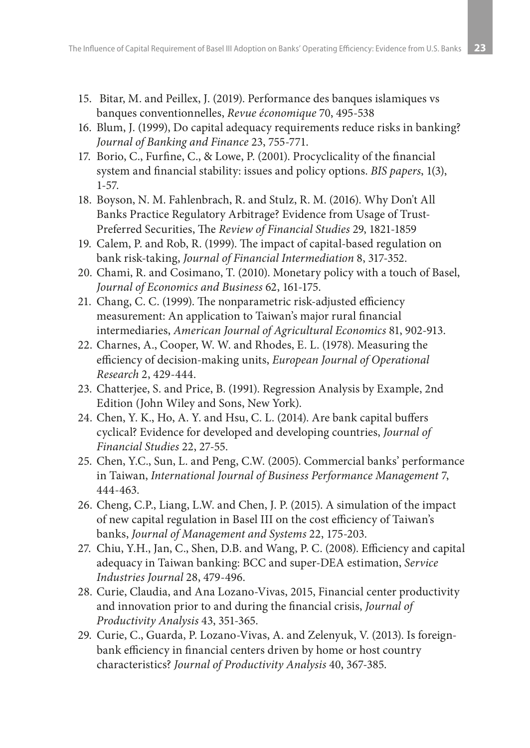15. Bitar, M. and Peillex, J. (2019). Performance des banques islamiques vs banques conventionnelles, *Revue économique* 70, 495-538
16. Blum, J. (1999), Do capital adequacy requirements reduce risks in banking? *Journal of Banking and Finance* 23, 755-771.
17. Borio, C., Furfine, C., & Lowe, P. (2001). Procyclicality of the financial system and financial stability: issues and policy options. *BIS papers*, 1(3), 1-57.
18. Boyson, N. M. Fahlenbrach, R. and Stulz, R. M. (2016). Why Don't All Banks Practice Regulatory Arbitrage? Evidence from Usage of Trust-Preferred Securities, The *Review of Financial Studies* 29, 1821-1859
19. Calem, P. and Rob, R. (1999). The impact of capital-based regulation on bank risk-taking, *Journal of Financial Intermediation* 8, 317-352.
20. Chami, R. and Cosimano, T. (2010). Monetary policy with a touch of Basel, *Journal of Economics and Business* 62, 161-175.
21. Chang, C. C. (1999). The nonparametric risk-adjusted efficiency measurement: An application to Taiwan's major rural financial intermediaries, *American Journal of Agricultural Economics* 81, 902-913.
22. Charnes, A., Cooper, W. W. and Rhodes, E. L. (1978). Measuring the efficiency of decision-making units, *European Journal of Operational Research* 2, 429-444.
23. Chatterjee, S. and Price, B. (1991). Regression Analysis by Example, 2nd Edition (John Wiley and Sons, New York).
24. Chen, Y. K., Ho, A. Y. and Hsu, C. L. (2014). Are bank capital buffers cyclical? Evidence for developed and developing countries, *Journal of Financial Studies* 22, 27-55.
25. Chen, Y.C., Sun, L. and Peng, C.W. (2005). Commercial banks' performance in Taiwan, *International Journal of Business Performance Management* 7, 444-463.
26. Cheng, C.P., Liang, L.W. and Chen, J. P. (2015). A simulation of the impact of new capital regulation in Basel III on the cost efficiency of Taiwan's banks, *Journal of Management and Systems* 22, 175-203.
27. Chiu, Y.H., Jan, C., Shen, D.B. and Wang, P. C. (2008). Efficiency and capital adequacy in Taiwan banking: BCC and super-DEA estimation, *Service Industries Journal* 28, 479-496.
28. Curie, Claudia, and Ana Lozano-Vivas, 2015, Financial center productivity and innovation prior to and during the financial crisis, *Journal of Productivity Analysis* 43, 351-365.
29. Curie, C., Guarda, P. Lozano-Vivas, A. and Zelenyuk, V. (2013). Is foreign-bank efficiency in financial centers driven by home or host country characteristics? *Journal of Productivity Analysis* 40, 367-385.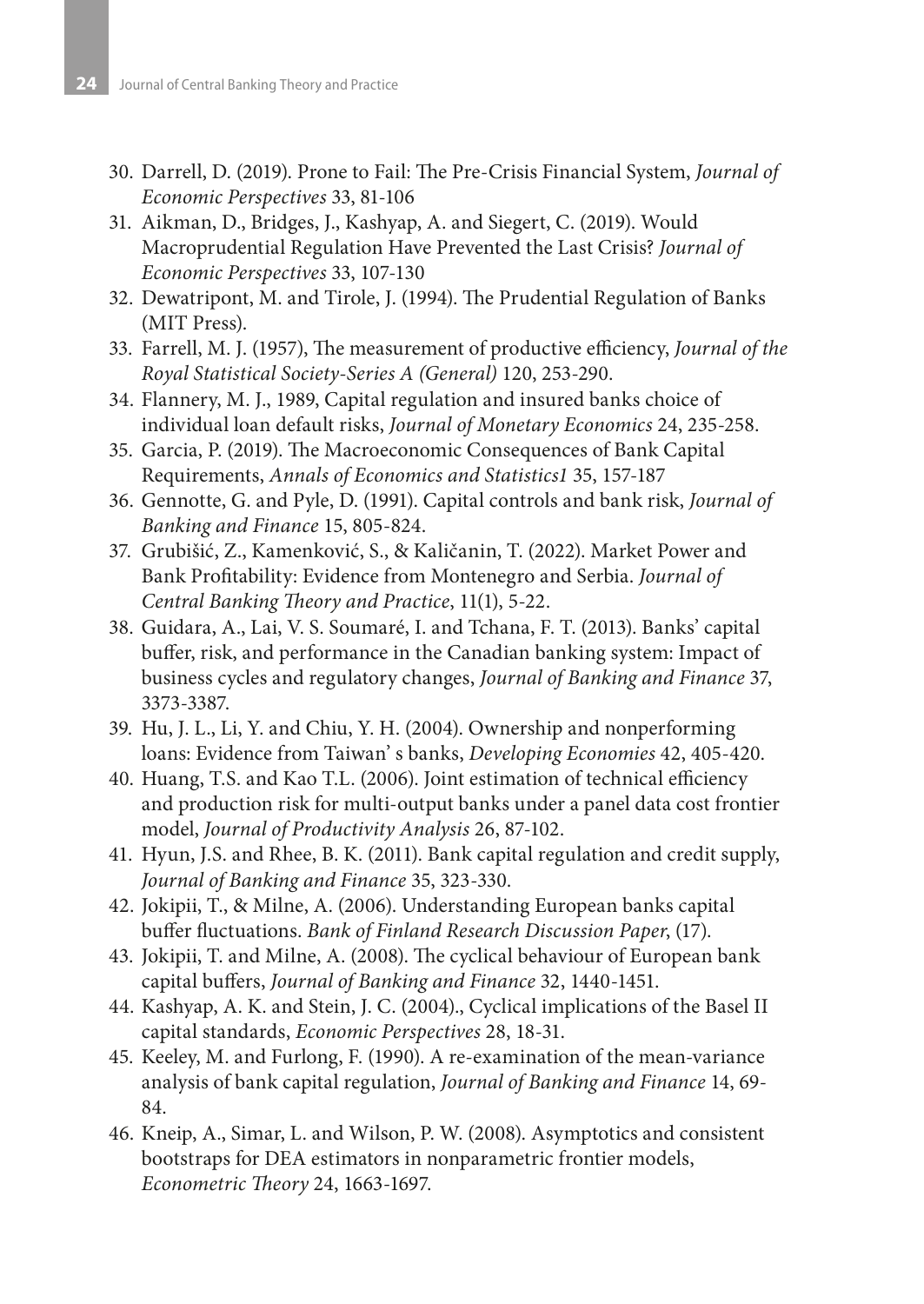30. Darrell, D. (2019). Prone to Fail: The Pre-Crisis Financial System, *Journal of Economic Perspectives* 33, 81-106
31. Aikman, D., Bridges, J., Kashyap, A. and Siegert, C. (2019). Would Macroprudential Regulation Have Prevented the Last Crisis? *Journal of Economic Perspectives* 33, 107-130
32. Dewatripont, M. and Tirole, J. (1994). The Prudential Regulation of Banks (MIT Press).
33. Farrell, M. J. (1957), The measurement of productive efficiency, *Journal of the Royal Statistical Society-Series A (General)* 120, 253-290.
34. Flannery, M. J., 1989, Capital regulation and insured banks choice of individual loan default risks, *Journal of Monetary Economics* 24, 235-258.
35. Garcia, P. (2019). The Macroeconomic Consequences of Bank Capital Requirements, *Annals of Economics and Statistics1* 35, 157-187
36. Gennotte, G. and Pyle, D. (1991). Capital controls and bank risk, *Journal of Banking and Finance* 15, 805-824.
37. Grubišić, Z., Kamenković, S., & Kaličanin, T. (2022). Market Power and Bank Profitability: Evidence from Montenegro and Serbia. *Journal of Central Banking Theory and Practice*, 11(1), 5-22.
38. Guidara, A., Lai, V. S. Soumaré, I. and Tchana, F. T. (2013). Banks' capital buffer, risk, and performance in the Canadian banking system: Impact of business cycles and regulatory changes, *Journal of Banking and Finance* 37, 3373-3387.
39. Hu, J. L., Li, Y. and Chiu, Y. H. (2004). Ownership and nonperforming loans: Evidence from Taiwan' s banks, *Developing Economies* 42, 405-420.
40. Huang, T.S. and Kao T.L. (2006). Joint estimation of technical efficiency and production risk for multi-output banks under a panel data cost frontier model, *Journal of Productivity Analysis* 26, 87-102.
41. Hyun, J.S. and Rhee, B. K. (2011). Bank capital regulation and credit supply, *Journal of Banking and Finance* 35, 323-330.
42. Jokipii, T., & Milne, A. (2006). Understanding European banks capital buffer fluctuations. *Bank of Finland Research Discussion Paper*, (17).
43. Jokipii, T. and Milne, A. (2008). The cyclical behaviour of European bank capital buffers, *Journal of Banking and Finance* 32, 1440-1451.
44. Kashyap, A. K. and Stein, J. C. (2004)., Cyclical implications of the Basel II capital standards, *Economic Perspectives* 28, 18-31.
45. Keeley, M. and Furlong, F. (1990). A re-examination of the mean-variance analysis of bank capital regulation, *Journal of Banking and Finance* 14, 69-84.
46. Kneip, A., Simar, L. and Wilson, P. W. (2008). Asymptotics and consistent bootstraps for DEA estimators in nonparametric frontier models, *Econometric Theory* 24, 1663-1697.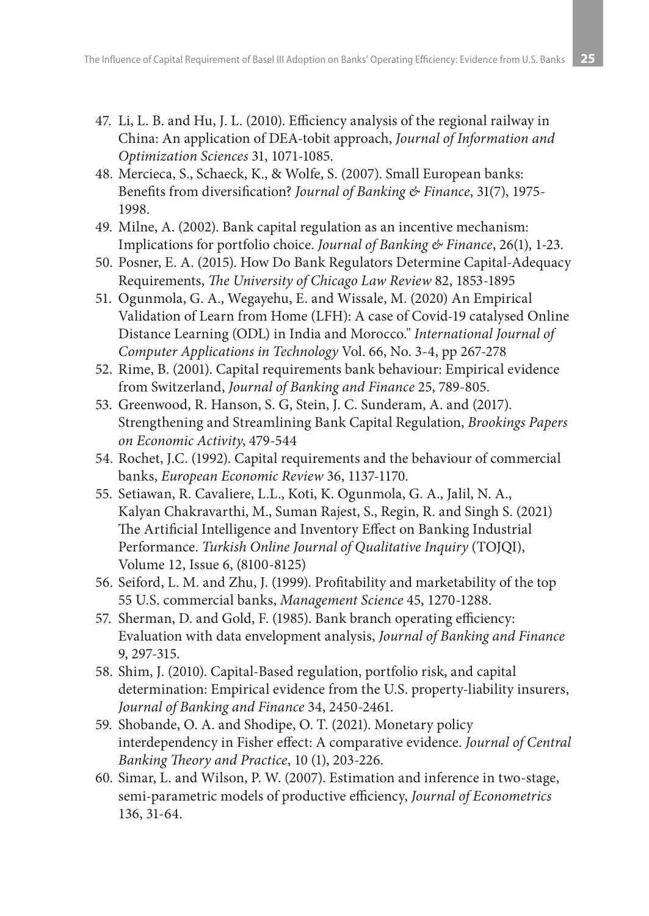47. Li, L. B. and Hu, J. L. (2010). Efficiency analysis of the regional railway in China: An application of DEA-tobit approach, *Journal of Information and Optimization Sciences* 31, 1071-1085.
48. Mercieca, S., Schaeck, K., & Wolfe, S. (2007). Small European banks: Benefits from diversification? *Journal of Banking & Finance*, 31(7), 1975-1998.
49. Milne, A. (2002). Bank capital regulation as an incentive mechanism: Implications for portfolio choice. *Journal of Banking & Finance*, 26(1), 1-23.
50. Posner, E. A. (2015). How Do Bank Regulators Determine Capital-Adequacy Requirements, *The University of Chicago Law Review* 82, 1853-1895
51. Ogunmola, G. A., Wegayehu, E. and Wissale, M. (2020) An Empirical Validation of Learn from Home (LFH): A case of Covid-19 catalysed Online Distance Learning (ODL) in India and Morocco." *International Journal of Computer Applications in Technology* Vol. 66, No. 3-4, pp 267-278
52. Rime, B. (2001). Capital requirements bank behaviour: Empirical evidence from Switzerland, *Journal of Banking and Finance* 25, 789-805.
53. Greenwood, R. Hanson, S. G, Stein, J. C. Sunderam, A. and (2017). Strengthening and Streamlining Bank Capital Regulation, *Brookings Papers on Economic Activity*, 479-544
54. Rochet, J.C. (1992). Capital requirements and the behaviour of commercial banks, *European Economic Review* 36, 1137-1170.
55. Setiawan, R. Cavaliere, L.L., Koti, K. Ogunmola, G. A., Jalil, N. A., Kalyan Chakravarthi, M., Suman Rajest, S., Regin, R. and Singh S. (2021) The Artificial Intelligence and Inventory Effect on Banking Industrial Performance. *Turkish Online Journal of Qualitative Inquiry* (TOJQI), Volume 12, Issue 6, (8100-8125)
56. Seiford, L. M. and Zhu, J. (1999). Profitability and marketability of the top 55 U.S. commercial banks, *Management Science* 45, 1270-1288.
57. Sherman, D. and Gold, F. (1985). Bank branch operating efficiency: Evaluation with data envelopment analysis, *Journal of Banking and Finance* 9, 297-315.
58. Shim, J. (2010). Capital-Based regulation, portfolio risk, and capital determination: Empirical evidence from the U.S. property-liability insurers, *Journal of Banking and Finance* 34, 2450-2461.
59. Shobande, O. A. and Shodipe, O. T. (2021). Monetary policy interdependency in Fisher effect: A comparative evidence. *Journal of Central Banking Theory and Practice*, 10 (1), 203-226.
60. Simar, L. and Wilson, P. W. (2007). Estimation and inference in two-stage, semi-parametric models of productive efficiency, *Journal of Econometrics* 136, 31-64.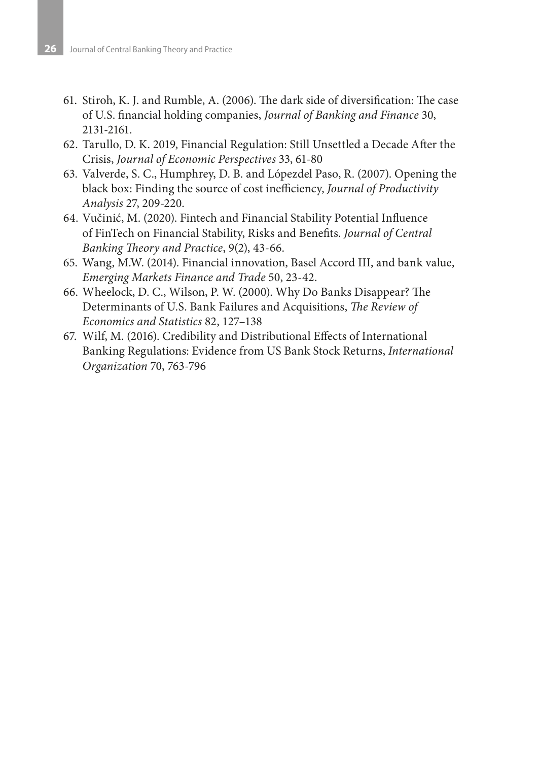61. Stiroh, K. J. and Rumble, A. (2006). The dark side of diversification: The case of U.S. financial holding companies, *Journal of Banking and Finance* 30, 2131-2161.
62. Tarullo, D. K. 2019, Financial Regulation: Still Unsettled a Decade After the Crisis, *Journal of Economic Perspectives* 33, 61-80
63. Valverde, S. C., Humphrey, D. B. and Lópezdel Paso, R. (2007). Opening the black box: Finding the source of cost inefficiency, *Journal of Productivity Analysis* 27, 209-220.
64. Vučinić, M. (2020). Fintech and Financial Stability Potential Influence of FinTech on Financial Stability, Risks and Benefits. *Journal of Central Banking Theory and Practice*, 9(2), 43-66.
65. Wang, M.W. (2014). Financial innovation, Basel Accord III, and bank value, *Emerging Markets Finance and Trade* 50, 23-42.
66. Wheelock, D. C., Wilson, P. W. (2000). Why Do Banks Disappear? The Determinants of U.S. Bank Failures and Acquisitions, *The Review of Economics and Statistics* 82, 127–138
67. Wilf, M. (2016). Credibility and Distributional Effects of International Banking Regulations: Evidence from US Bank Stock Returns, *International Organization* 70, 763-796